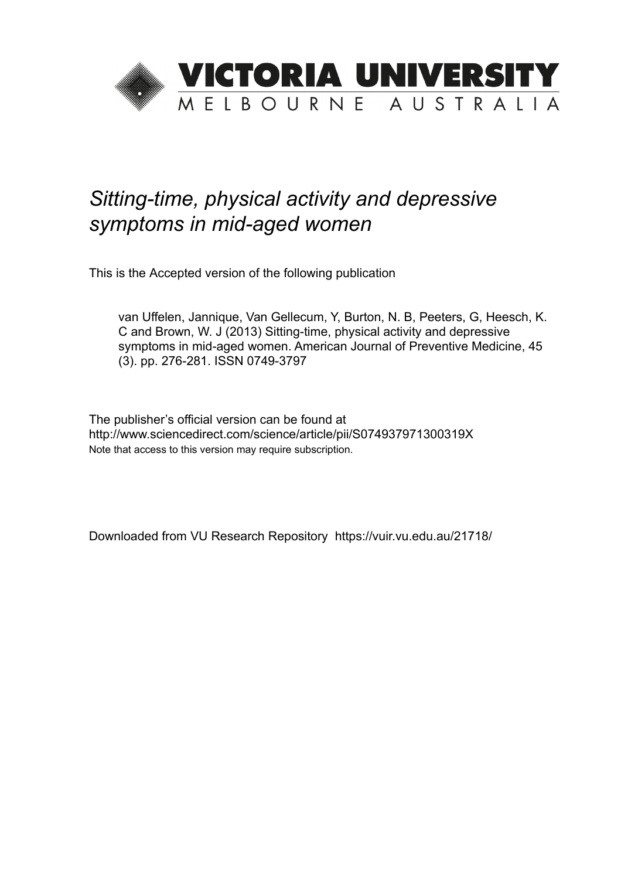VICTORIA UNIVERSITY

MELBOURNE AUSTRALIA

*Sitting-time, physical activity and depressive symptoms in mid-aged women*

This is the Accepted version of the following publication

van Uffelen, Jannique, Van Gellecum, Y, Burton, N. B, Peeters, G, Heesch, K. C and Brown, W. J (2013) Sitting-time, physical activity and depressive symptoms in mid-aged women. American Journal of Preventive Medicine, 45 (3). pp. 276-281. ISSN 0749-3797

The publisher's official version can be found at
http://www.sciencedirect.com/science/article/pii/S074937971300319X
Note that access to this version may require subscription.

Downloaded from VU Research Repository https://vuir.vu.edu.au/21718/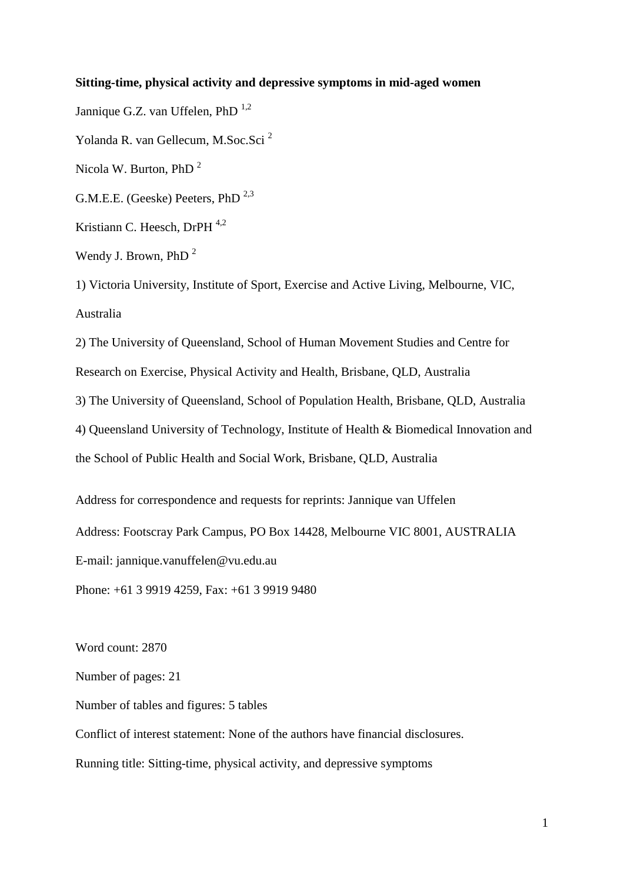**Sitting-time, physical activity and depressive symptoms in mid-aged women**

Jannique G.Z. van Uffelen, PhD [1,2]

Yolanda R. van Gellecum, M.Soc.Sci [2]

Nicola W. Burton, PhD [2]

G.M.E.E. (Geeske) Peeters, PhD [2,3]

Kristiann C. Heesch, DrPH [4,2]

Wendy J. Brown, PhD [2]

1) Victoria University, Institute of Sport, Exercise and Active Living, Melbourne, VIC, Australia

2) The University of Queensland, School of Human Movement Studies and Centre for Research on Exercise, Physical Activity and Health, Brisbane, QLD, Australia

3) The University of Queensland, School of Population Health, Brisbane, QLD, Australia

4) Queensland University of Technology, Institute of Health & Biomedical Innovation and the School of Public Health and Social Work, Brisbane, QLD, Australia

Address for correspondence and requests for reprints: Jannique van Uffelen

Address: Footscray Park Campus, PO Box 14428, Melbourne VIC 8001, AUSTRALIA

E-mail: jannique.vanuffelen@vu.edu.au

Phone: +61 3 9919 4259, Fax: +61 3 9919 9480

Word count: 2870

Number of pages: 21

Number of tables and figures: 5 tables

Conflict of interest statement: None of the authors have financial disclosures.

Running title: Sitting-time, physical activity, and depressive symptoms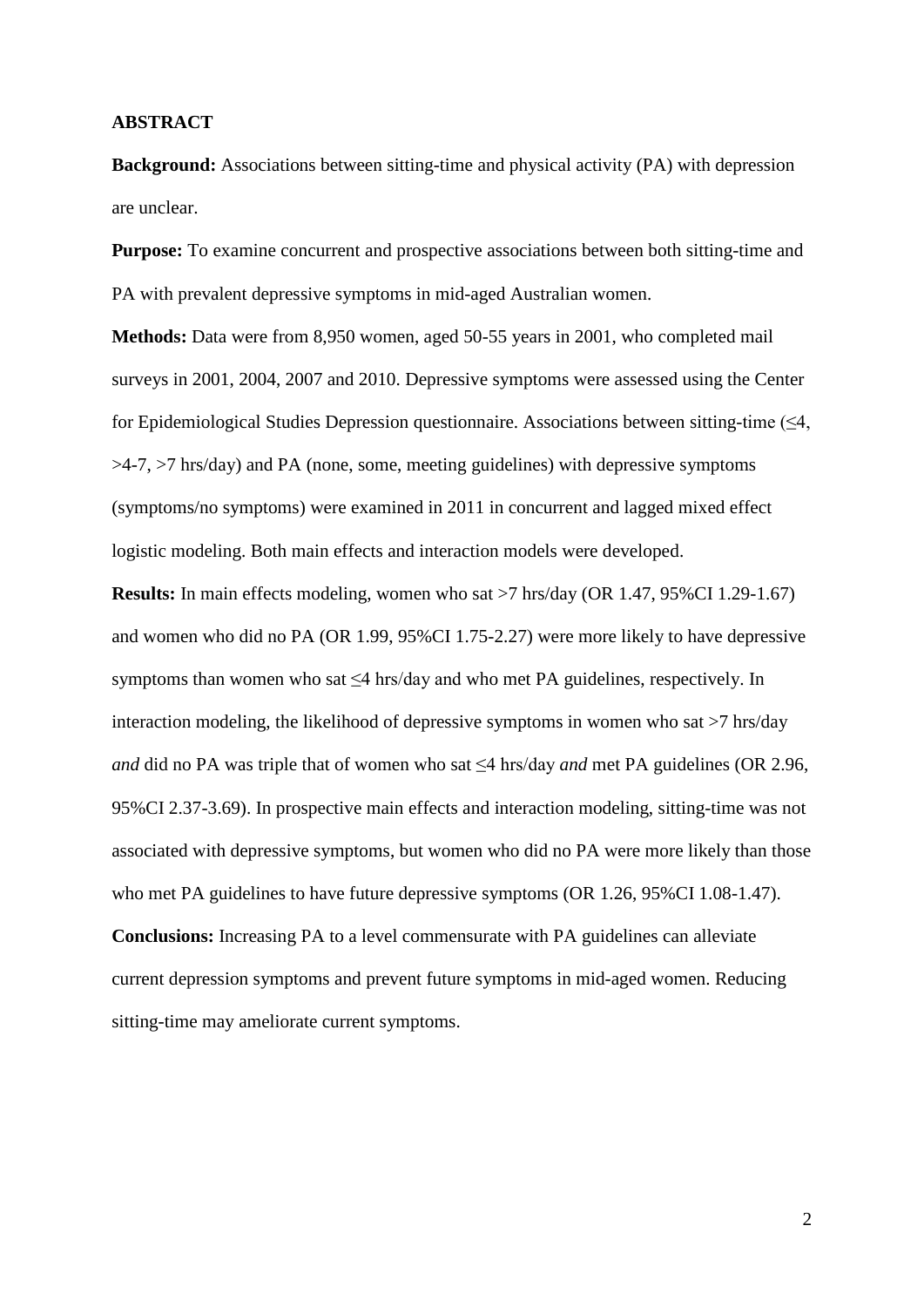**ABSTRACT**

**Background:** Associations between sitting-time and physical activity (PA) with depression are unclear.

**Purpose:** To examine concurrent and prospective associations between both sitting-time and PA with prevalent depressive symptoms in mid-aged Australian women.

**Methods:** Data were from 8,950 women, aged 50-55 years in 2001, who completed mail surveys in 2001, 2004, 2007 and 2010. Depressive symptoms were assessed using the Center for Epidemiological Studies Depression questionnaire. Associations between sitting-time (≤4, >4-7, >7 hrs/day) and PA (none, some, meeting guidelines) with depressive symptoms (symptoms/no symptoms) were examined in 2011 in concurrent and lagged mixed effect logistic modeling. Both main effects and interaction models were developed.

**Results:** In main effects modeling, women who sat >7 hrs/day (OR 1.47, 95%CI 1.29-1.67) and women who did no PA (OR 1.99, 95%CI 1.75-2.27) were more likely to have depressive symptoms than women who sat ≤4 hrs/day and who met PA guidelines, respectively. In interaction modeling, the likelihood of depressive symptoms in women who sat >7 hrs/day *and* did no PA was triple that of women who sat ≤4 hrs/day *and* met PA guidelines (OR 2.96, 95%CI 2.37-3.69). In prospective main effects and interaction modeling, sitting-time was not associated with depressive symptoms, but women who did no PA were more likely than those who met PA guidelines to have future depressive symptoms (OR 1.26, 95%CI 1.08-1.47).

**Conclusions:** Increasing PA to a level commensurate with PA guidelines can alleviate current depression symptoms and prevent future symptoms in mid-aged women. Reducing sitting-time may ameliorate current symptoms.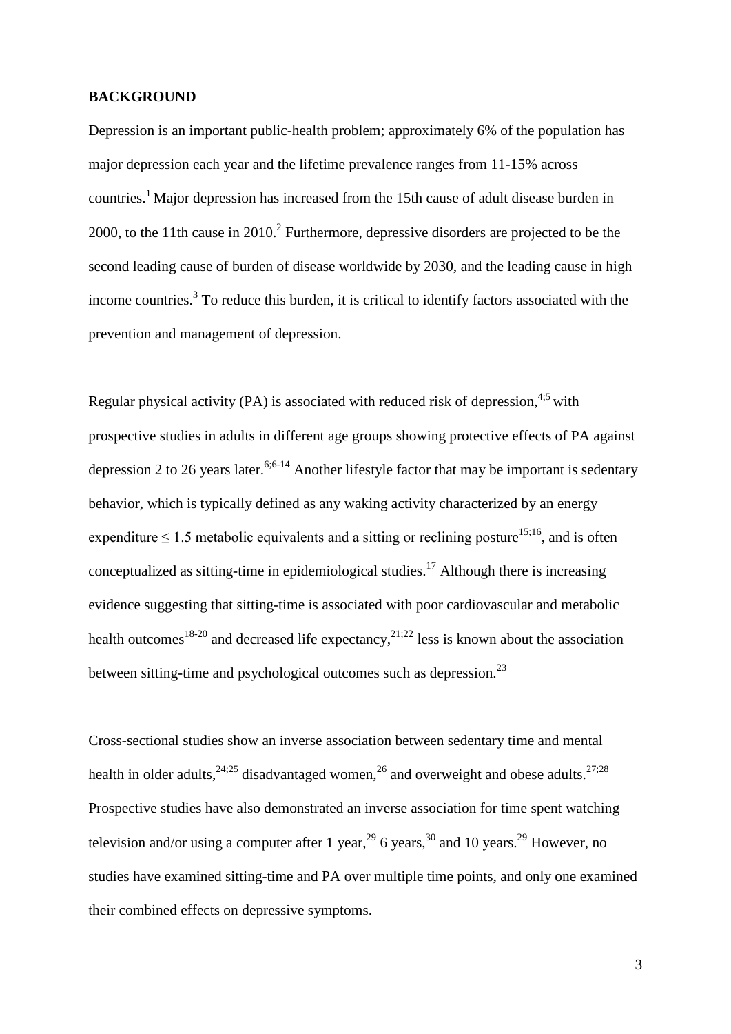**BACKGROUND**

Depression is an important public-health problem; approximately 6% of the population has major depression each year and the lifetime prevalence ranges from 11-15% across countries.[1] Major depression has increased from the 15th cause of adult disease burden in 2000, to the 11th cause in 2010.[2] Furthermore, depressive disorders are projected to be the second leading cause of burden of disease worldwide by 2030, and the leading cause in high income countries.[3] To reduce this burden, it is critical to identify factors associated with the prevention and management of depression.

Regular physical activity (PA) is associated with reduced risk of depression,[4;5] with prospective studies in adults in different age groups showing protective effects of PA against depression 2 to 26 years later.[6;6-14] Another lifestyle factor that may be important is sedentary behavior, which is typically defined as any waking activity characterized by an energy expenditure $\leq 1.5$ metabolic equivalents and a sitting or reclining posture[15;16], and is often conceptualized as sitting-time in epidemiological studies.[17] Although there is increasing evidence suggesting that sitting-time is associated with poor cardiovascular and metabolic health outcomes[18-20] and decreased life expectancy,[21;22] less is known about the association between sitting-time and psychological outcomes such as depression.[23]

Cross-sectional studies show an inverse association between sedentary time and mental health in older adults,[24;25] disadvantaged women,[26] and overweight and obese adults.[27;28] Prospective studies have also demonstrated an inverse association for time spent watching television and/or using a computer after 1 year,[29] 6 years,[30] and 10 years.[29] However, no studies have examined sitting-time and PA over multiple time points, and only one examined their combined effects on depressive symptoms.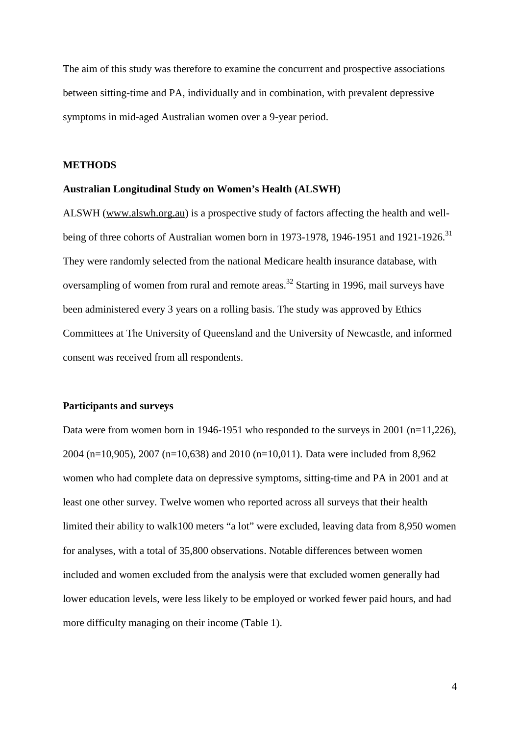The aim of this study was therefore to examine the concurrent and prospective associations between sitting-time and PA, individually and in combination, with prevalent depressive symptoms in mid-aged Australian women over a 9-year period.

## METHODS

### Australian Longitudinal Study on Women's Health (ALSWH)

ALSWH (www.alswh.org.au) is a prospective study of factors affecting the health and well-being of three cohorts of Australian women born in 1973-1978, 1946-1951 and 1921-1926.[31] They were randomly selected from the national Medicare health insurance database, with oversampling of women from rural and remote areas.[32] Starting in 1996, mail surveys have been administered every 3 years on a rolling basis. The study was approved by Ethics Committees at The University of Queensland and the University of Newcastle, and informed consent was received from all respondents.

### Participants and surveys

Data were from women born in 1946-1951 who responded to the surveys in 2001 (n=11,226), 2004 (n=10,905), 2007 (n=10,638) and 2010 (n=10,011). Data were included from 8,962 women who had complete data on depressive symptoms, sitting-time and PA in 2001 and at least one other survey. Twelve women who reported across all surveys that their health limited their ability to walk100 meters "a lot" were excluded, leaving data from 8,950 women for analyses, with a total of 35,800 observations. Notable differences between women included and women excluded from the analysis were that excluded women generally had lower education levels, were less likely to be employed or worked fewer paid hours, and had more difficulty managing on their income (Table 1).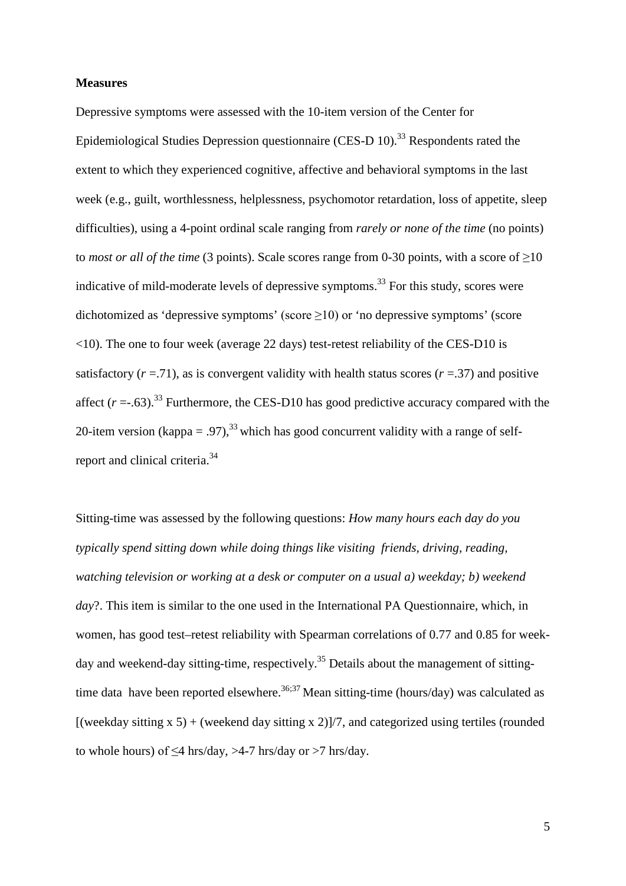**Measures**

Depressive symptoms were assessed with the 10-item version of the Center for Epidemiological Studies Depression questionnaire (CES-D 10).[33] Respondents rated the extent to which they experienced cognitive, affective and behavioral symptoms in the last week (e.g., guilt, worthlessness, helplessness, psychomotor retardation, loss of appetite, sleep difficulties), using a 4-point ordinal scale ranging from *rarely or none of the time* (no points) to *most or all of the time* (3 points). Scale scores range from 0-30 points, with a score of ≥10 indicative of mild-moderate levels of depressive symptoms.[33] For this study, scores were dichotomized as 'depressive symptoms' (score ≥10) or 'no depressive symptoms' (score <10). The one to four week (average 22 days) test-retest reliability of the CES-D10 is satisfactory ($r$ =.71), as is convergent validity with health status scores ($r$ =.37) and positive affect ($r$ =-.63).[33] Furthermore, the CES-D10 has good predictive accuracy compared with the 20-item version (kappa = .97),[33] which has good concurrent validity with a range of self-report and clinical criteria.[34]

Sitting-time was assessed by the following questions: *How many hours each day do you typically spend sitting down while doing things like visiting friends, driving, reading, watching television or working at a desk or computer on a usual a) weekday; b) weekend day*?. This item is similar to the one used in the International PA Questionnaire, which, in women, has good test–retest reliability with Spearman correlations of 0.77 and 0.85 for week-day and weekend-day sitting-time, respectively.[35] Details about the management of sitting-time data have been reported elsewhere.[36;37] Mean sitting-time (hours/day) was calculated as [(weekday sitting x 5) + (weekend day sitting x 2)]/7, and categorized using tertiles (rounded to whole hours) of ≤4 hrs/day, >4-7 hrs/day or >7 hrs/day.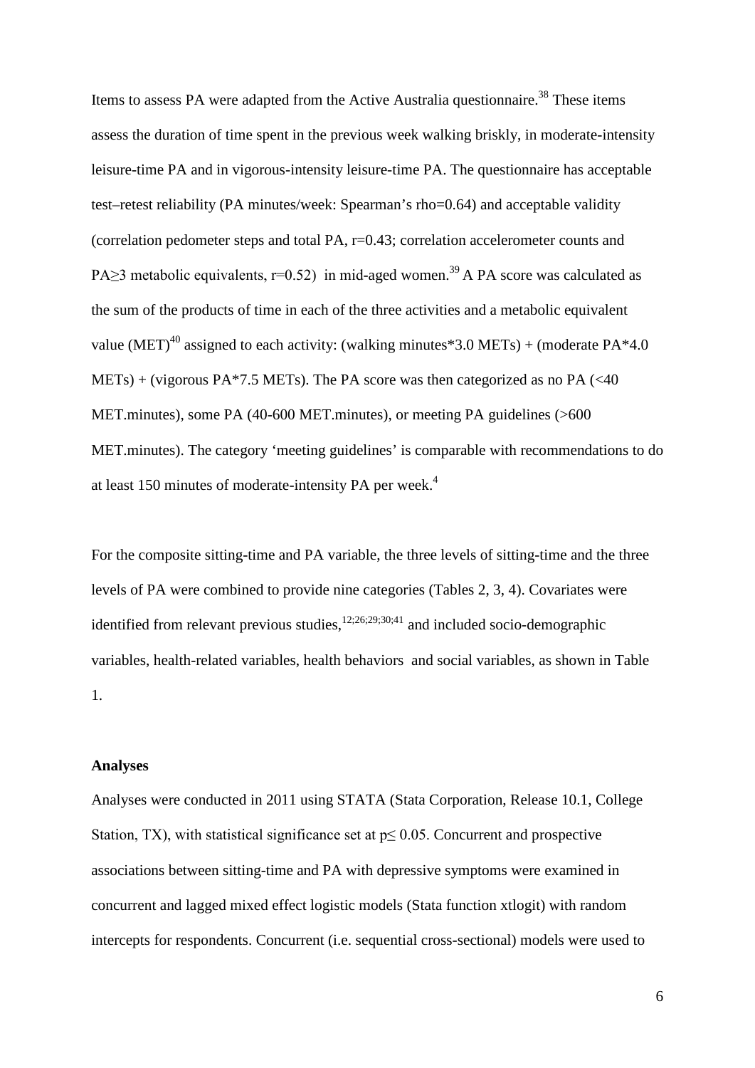Items to assess PA were adapted from the Active Australia questionnaire.[38] These items assess the duration of time spent in the previous week walking briskly, in moderate-intensity leisure-time PA and in vigorous-intensity leisure-time PA. The questionnaire has acceptable test–retest reliability (PA minutes/week: Spearman's rho=0.64) and acceptable validity (correlation pedometer steps and total PA, r=0.43; correlation accelerometer counts and PA≥3 metabolic equivalents, r=0.52) in mid-aged women.[39] A PA score was calculated as the sum of the products of time in each of the three activities and a metabolic equivalent value (MET)[40] assigned to each activity: (walking minutes*3.0 METs) + (moderate PA*4.0 METs) + (vigorous PA*7.5 METs). The PA score was then categorized as no PA (<40 MET.minutes), some PA (40-600 MET.minutes), or meeting PA guidelines (>600 MET.minutes). The category 'meeting guidelines' is comparable with recommendations to do at least 150 minutes of moderate-intensity PA per week.[4]

For the composite sitting-time and PA variable, the three levels of sitting-time and the three levels of PA were combined to provide nine categories (Tables 2, 3, 4). Covariates were identified from relevant previous studies,[12;26;29;30;41] and included socio-demographic variables, health-related variables, health behaviors and social variables, as shown in Table 1.

**Analyses**

Analyses were conducted in 2011 using STATA (Stata Corporation, Release 10.1, College Station, TX), with statistical significance set at $p \leq 0.05$. Concurrent and prospective associations between sitting-time and PA with depressive symptoms were examined in concurrent and lagged mixed effect logistic models (Stata function xtlogit) with random intercepts for respondents. Concurrent (i.e. sequential cross-sectional) models were used to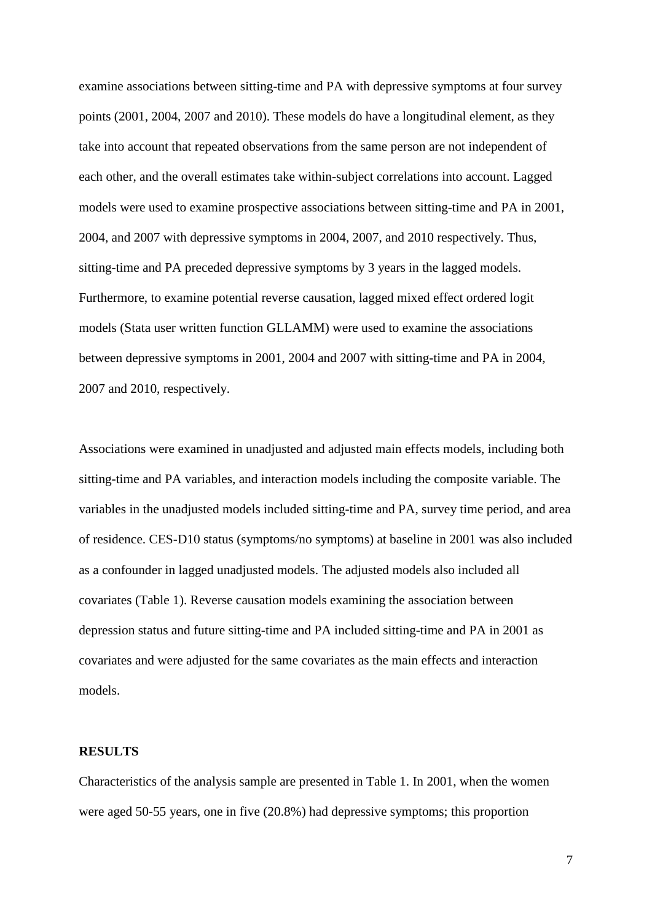examine associations between sitting-time and PA with depressive symptoms at four survey points (2001, 2004, 2007 and 2010). These models do have a longitudinal element, as they take into account that repeated observations from the same person are not independent of each other, and the overall estimates take within-subject correlations into account. Lagged models were used to examine prospective associations between sitting-time and PA in 2001, 2004, and 2007 with depressive symptoms in 2004, 2007, and 2010 respectively. Thus, sitting-time and PA preceded depressive symptoms by 3 years in the lagged models. Furthermore, to examine potential reverse causation, lagged mixed effect ordered logit models (Stata user written function GLLAMM) were used to examine the associations between depressive symptoms in 2001, 2004 and 2007 with sitting-time and PA in 2004, 2007 and 2010, respectively.

Associations were examined in unadjusted and adjusted main effects models, including both sitting-time and PA variables, and interaction models including the composite variable. The variables in the unadjusted models included sitting-time and PA, survey time period, and area of residence. CES-D10 status (symptoms/no symptoms) at baseline in 2001 was also included as a confounder in lagged unadjusted models. The adjusted models also included all covariates (Table 1). Reverse causation models examining the association between depression status and future sitting-time and PA included sitting-time and PA in 2001 as covariates and were adjusted for the same covariates as the main effects and interaction models.

## RESULTS

Characteristics of the analysis sample are presented in Table 1. In 2001, when the women were aged 50-55 years, one in five (20.8%) had depressive symptoms; this proportion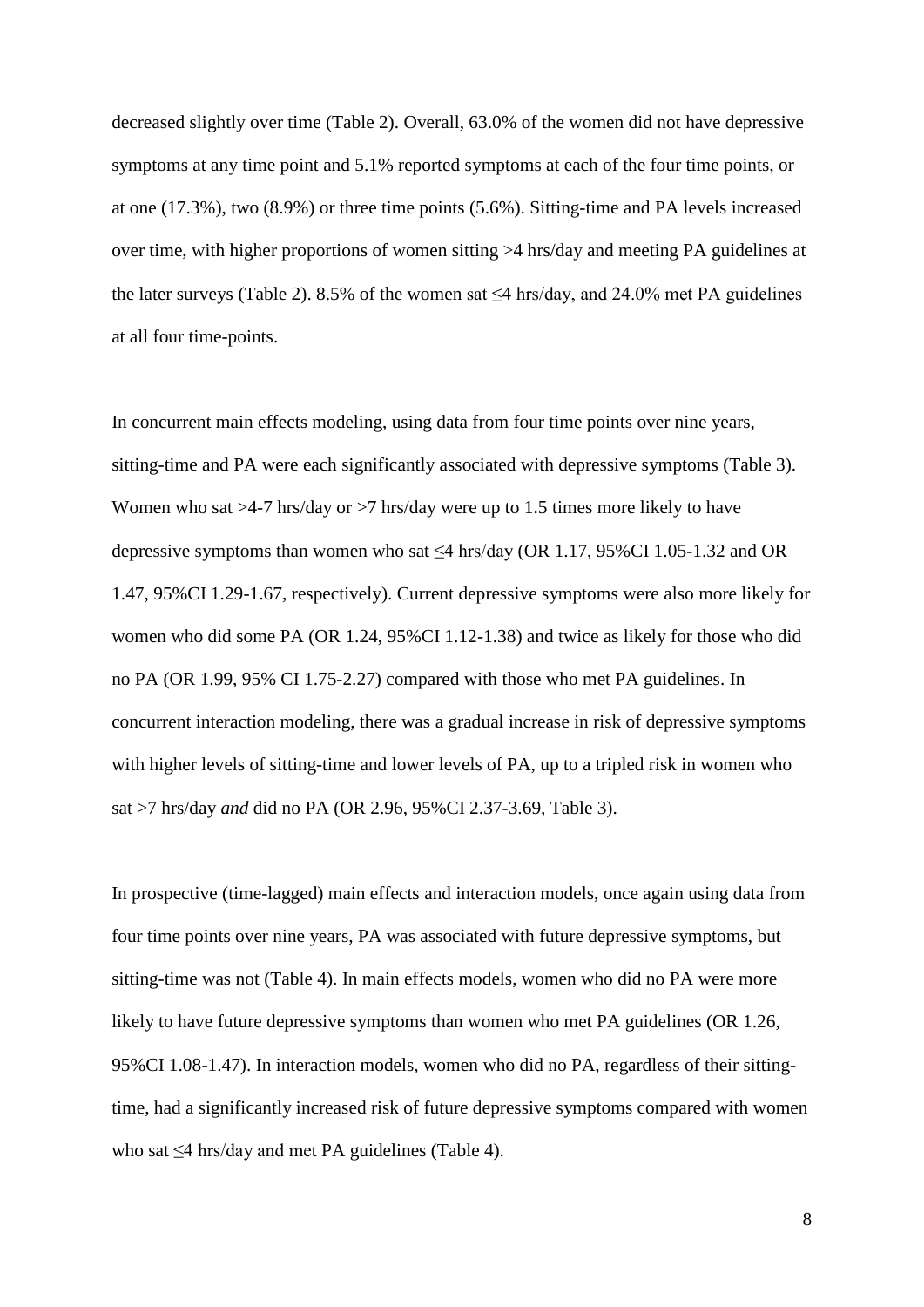decreased slightly over time (Table 2). Overall, 63.0% of the women did not have depressive symptoms at any time point and 5.1% reported symptoms at each of the four time points, or at one (17.3%), two (8.9%) or three time points (5.6%). Sitting-time and PA levels increased over time, with higher proportions of women sitting >4 hrs/day and meeting PA guidelines at the later surveys (Table 2). 8.5% of the women sat ≤4 hrs/day, and 24.0% met PA guidelines at all four time-points.

In concurrent main effects modeling, using data from four time points over nine years, sitting-time and PA were each significantly associated with depressive symptoms (Table 3). Women who sat >4-7 hrs/day or >7 hrs/day were up to 1.5 times more likely to have depressive symptoms than women who sat ≤4 hrs/day (OR 1.17, 95%CI 1.05-1.32 and OR 1.47, 95%CI 1.29-1.67, respectively). Current depressive symptoms were also more likely for women who did some PA (OR 1.24, 95%CI 1.12-1.38) and twice as likely for those who did no PA (OR 1.99, 95% CI 1.75-2.27) compared with those who met PA guidelines. In concurrent interaction modeling, there was a gradual increase in risk of depressive symptoms with higher levels of sitting-time and lower levels of PA, up to a tripled risk in women who sat >7 hrs/day *and* did no PA (OR 2.96, 95%CI 2.37-3.69, Table 3).

In prospective (time-lagged) main effects and interaction models, once again using data from four time points over nine years, PA was associated with future depressive symptoms, but sitting-time was not (Table 4). In main effects models, women who did no PA were more likely to have future depressive symptoms than women who met PA guidelines (OR 1.26, 95%CI 1.08-1.47). In interaction models, women who did no PA, regardless of their sitting-time, had a significantly increased risk of future depressive symptoms compared with women who sat ≤4 hrs/day and met PA guidelines (Table 4).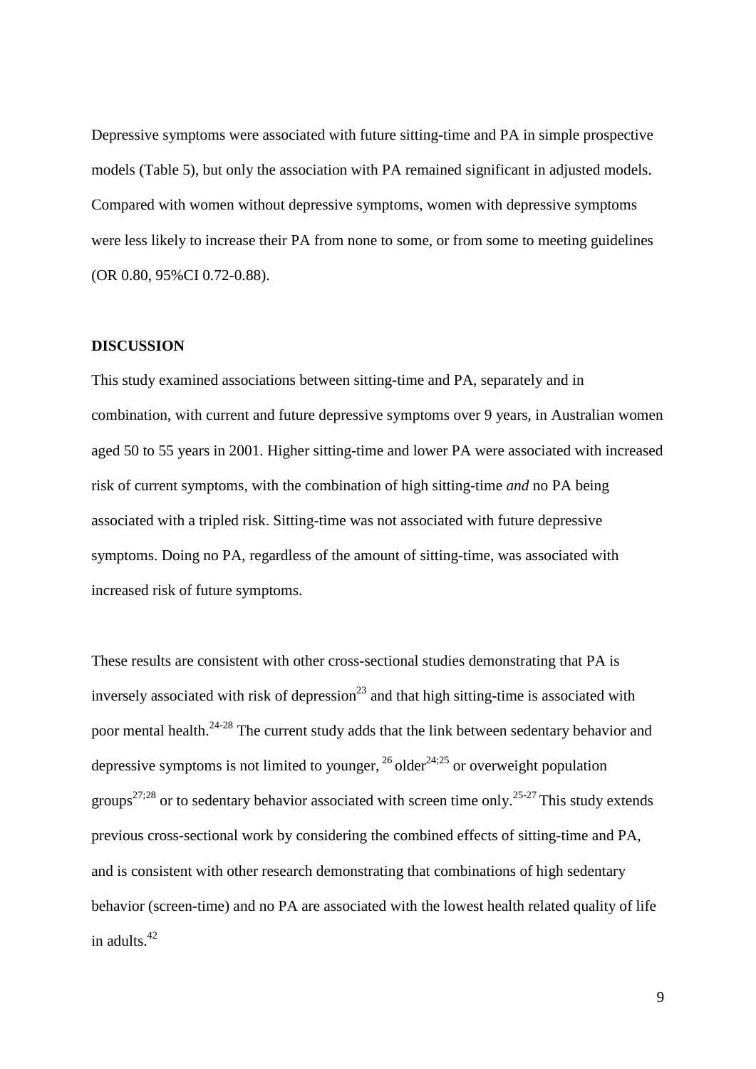Depressive symptoms were associated with future sitting-time and PA in simple prospective models (Table 5), but only the association with PA remained significant in adjusted models. Compared with women without depressive symptoms, women with depressive symptoms were less likely to increase their PA from none to some, or from some to meeting guidelines (OR 0.80, 95%CI 0.72-0.88).

## DISCUSSION

This study examined associations between sitting-time and PA, separately and in combination, with current and future depressive symptoms over 9 years, in Australian women aged 50 to 55 years in 2001. Higher sitting-time and lower PA were associated with increased risk of current symptoms, with the combination of high sitting-time *and* no PA being associated with a tripled risk. Sitting-time was not associated with future depressive symptoms. Doing no PA, regardless of the amount of sitting-time, was associated with increased risk of future symptoms.

These results are consistent with other cross-sectional studies demonstrating that PA is inversely associated with risk of depression[23] and that high sitting-time is associated with poor mental health.[24-28] The current study adds that the link between sedentary behavior and depressive symptoms is not limited to younger, [26] older[24;25] or overweight population groups[27;28] or to sedentary behavior associated with screen time only.[25-27] This study extends previous cross-sectional work by considering the combined effects of sitting-time and PA, and is consistent with other research demonstrating that combinations of high sedentary behavior (screen-time) and no PA are associated with the lowest health related quality of life in adults.[42]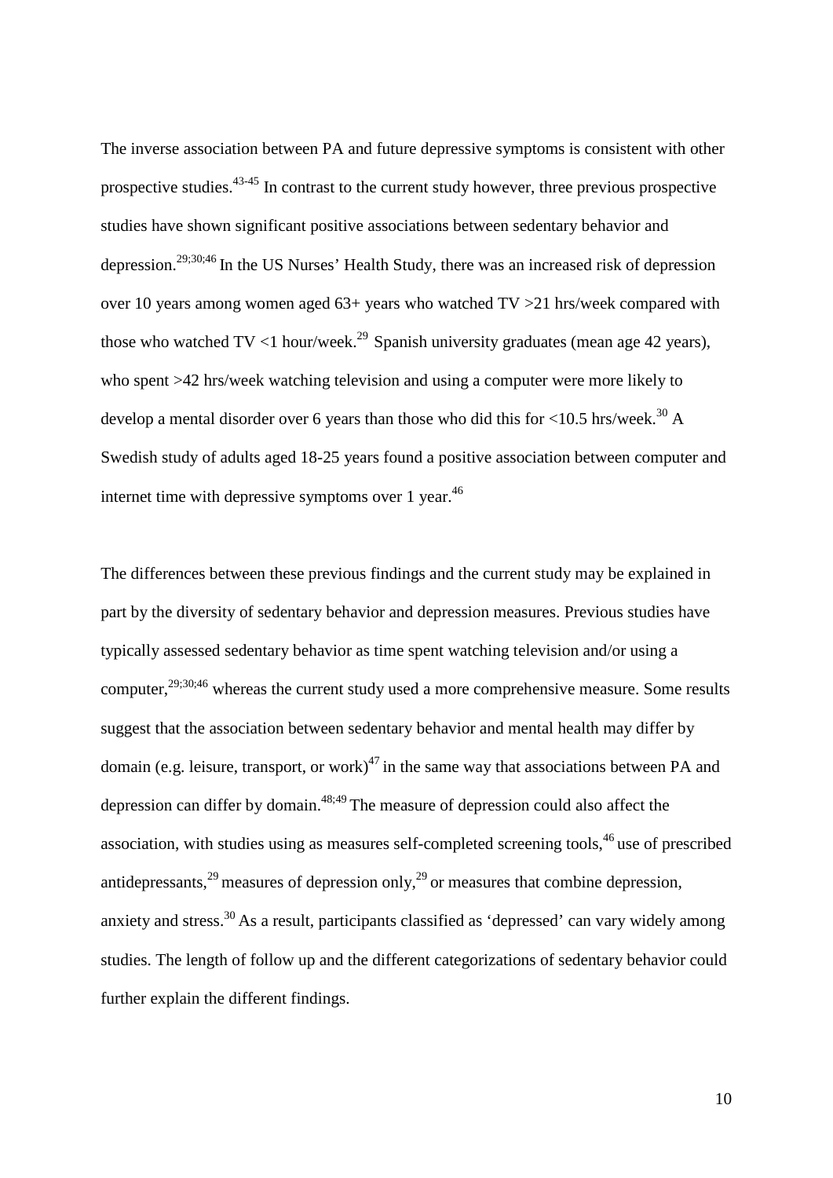The inverse association between PA and future depressive symptoms is consistent with other prospective studies.[43-45] In contrast to the current study however, three previous prospective studies have shown significant positive associations between sedentary behavior and depression.[29;30;46] In the US Nurses' Health Study, there was an increased risk of depression over 10 years among women aged 63+ years who watched TV >21 hrs/week compared with those who watched TV <1 hour/week.[29] Spanish university graduates (mean age 42 years), who spent >42 hrs/week watching television and using a computer were more likely to develop a mental disorder over 6 years than those who did this for <10.5 hrs/week.[30] A Swedish study of adults aged 18-25 years found a positive association between computer and internet time with depressive symptoms over 1 year.[46]

The differences between these previous findings and the current study may be explained in part by the diversity of sedentary behavior and depression measures. Previous studies have typically assessed sedentary behavior as time spent watching television and/or using a computer,[29;30;46] whereas the current study used a more comprehensive measure. Some results suggest that the association between sedentary behavior and mental health may differ by domain (e.g. leisure, transport, or work)[47] in the same way that associations between PA and depression can differ by domain.[48;49] The measure of depression could also affect the association, with studies using as measures self-completed screening tools,[46] use of prescribed antidepressants,[29] measures of depression only,[29] or measures that combine depression, anxiety and stress.[30] As a result, participants classified as 'depressed' can vary widely among studies. The length of follow up and the different categorizations of sedentary behavior could further explain the different findings.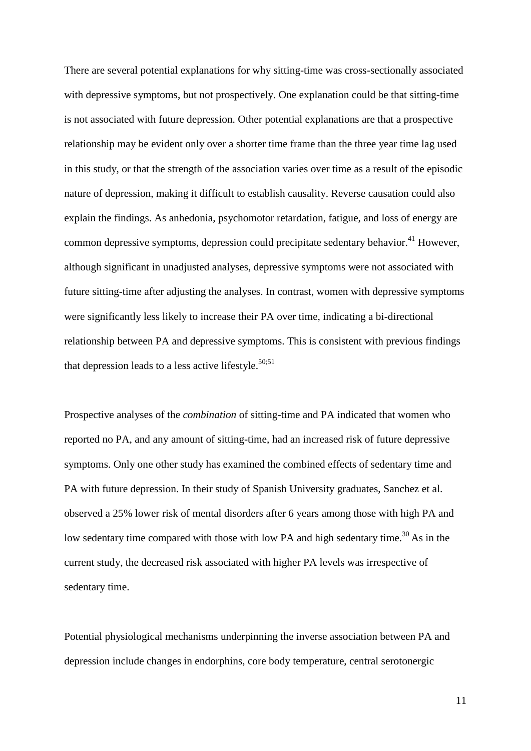There are several potential explanations for why sitting-time was cross-sectionally associated with depressive symptoms, but not prospectively. One explanation could be that sitting-time is not associated with future depression. Other potential explanations are that a prospective relationship may be evident only over a shorter time frame than the three year time lag used in this study, or that the strength of the association varies over time as a result of the episodic nature of depression, making it difficult to establish causality. Reverse causation could also explain the findings. As anhedonia, psychomotor retardation, fatigue, and loss of energy are common depressive symptoms, depression could precipitate sedentary behavior.[41] However, although significant in unadjusted analyses, depressive symptoms were not associated with future sitting-time after adjusting the analyses. In contrast, women with depressive symptoms were significantly less likely to increase their PA over time, indicating a bi-directional relationship between PA and depressive symptoms. This is consistent with previous findings that depression leads to a less active lifestyle.[50;51]

Prospective analyses of the *combination* of sitting-time and PA indicated that women who reported no PA, and any amount of sitting-time, had an increased risk of future depressive symptoms. Only one other study has examined the combined effects of sedentary time and PA with future depression. In their study of Spanish University graduates, Sanchez et al. observed a 25% lower risk of mental disorders after 6 years among those with high PA and low sedentary time compared with those with low PA and high sedentary time.[30] As in the current study, the decreased risk associated with higher PA levels was irrespective of sedentary time.

Potential physiological mechanisms underpinning the inverse association between PA and depression include changes in endorphins, core body temperature, central serotonergic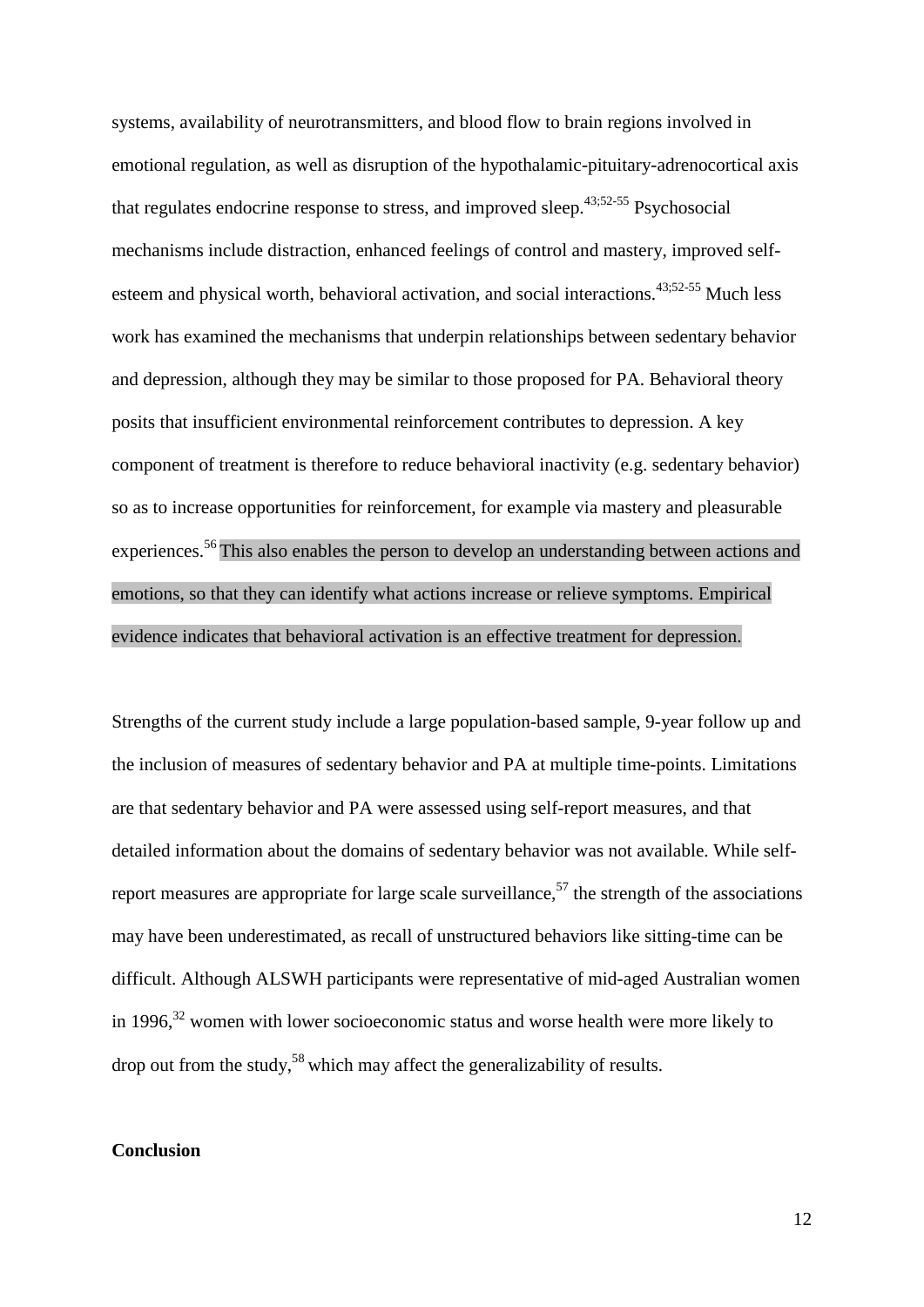systems, availability of neurotransmitters, and blood flow to brain regions involved in emotional regulation, as well as disruption of the hypothalamic-pituitary-adrenocortical axis that regulates endocrine response to stress, and improved sleep.[43;52-55] Psychosocial mechanisms include distraction, enhanced feelings of control and mastery, improved self-esteem and physical worth, behavioral activation, and social interactions.[43;52-55] Much less work has examined the mechanisms that underpin relationships between sedentary behavior and depression, although they may be similar to those proposed for PA. Behavioral theory posits that insufficient environmental reinforcement contributes to depression. A key component of treatment is therefore to reduce behavioral inactivity (e.g. sedentary behavior) so as to increase opportunities for reinforcement, for example via mastery and pleasurable experiences.[56] This also enables the person to develop an understanding between actions and emotions, so that they can identify what actions increase or relieve symptoms. Empirical evidence indicates that behavioral activation is an effective treatment for depression.

Strengths of the current study include a large population-based sample, 9-year follow up and the inclusion of measures of sedentary behavior and PA at multiple time-points. Limitations are that sedentary behavior and PA were assessed using self-report measures, and that detailed information about the domains of sedentary behavior was not available. While self-report measures are appropriate for large scale surveillance,[57] the strength of the associations may have been underestimated, as recall of unstructured behaviors like sitting-time can be difficult. Although ALSWH participants were representative of mid-aged Australian women in 1996,[32] women with lower socioeconomic status and worse health were more likely to drop out from the study,[58] which may affect the generalizability of results.

**Conclusion**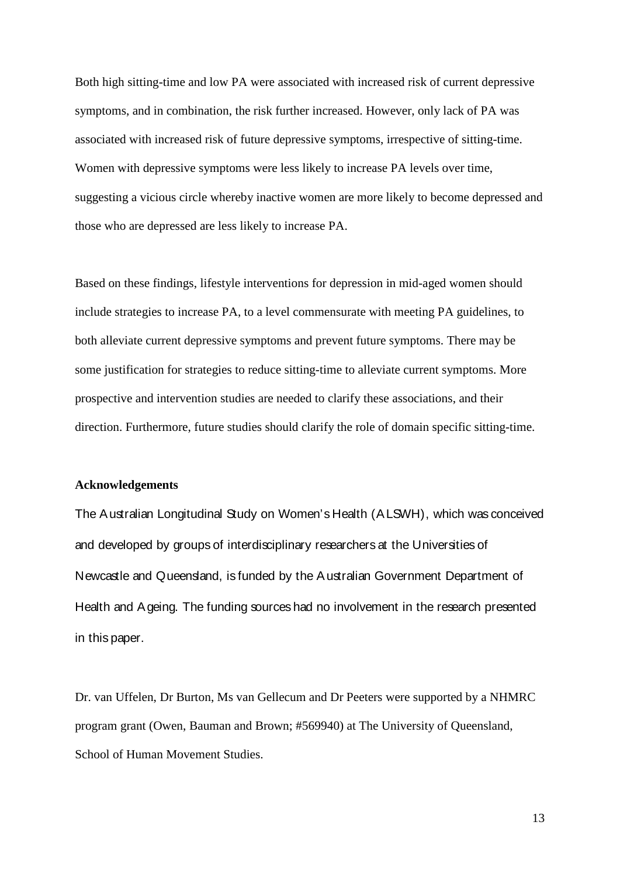Both high sitting-time and low PA were associated with increased risk of current depressive symptoms, and in combination, the risk further increased. However, only lack of PA was associated with increased risk of future depressive symptoms, irrespective of sitting-time. Women with depressive symptoms were less likely to increase PA levels over time, suggesting a vicious circle whereby inactive women are more likely to become depressed and those who are depressed are less likely to increase PA.

Based on these findings, lifestyle interventions for depression in mid-aged women should include strategies to increase PA, to a level commensurate with meeting PA guidelines, to both alleviate current depressive symptoms and prevent future symptoms. There may be some justification for strategies to reduce sitting-time to alleviate current symptoms. More prospective and intervention studies are needed to clarify these associations, and their direction. Furthermore, future studies should clarify the role of domain specific sitting-time.

**Acknowledgements**

The Australian Longitudinal Study on Women's Health (ALSWH), which was conceived and developed by groups of interdisciplinary researchers at the Universities of Newcastle and Queensland, is funded by the Australian Government Department of Health and Ageing. The funding sources had no involvement in the research presented in this paper.

Dr. van Uffelen, Dr Burton, Ms van Gellecum and Dr Peeters were supported by a NHMRC program grant (Owen, Bauman and Brown; #569940) at The University of Queensland, School of Human Movement Studies.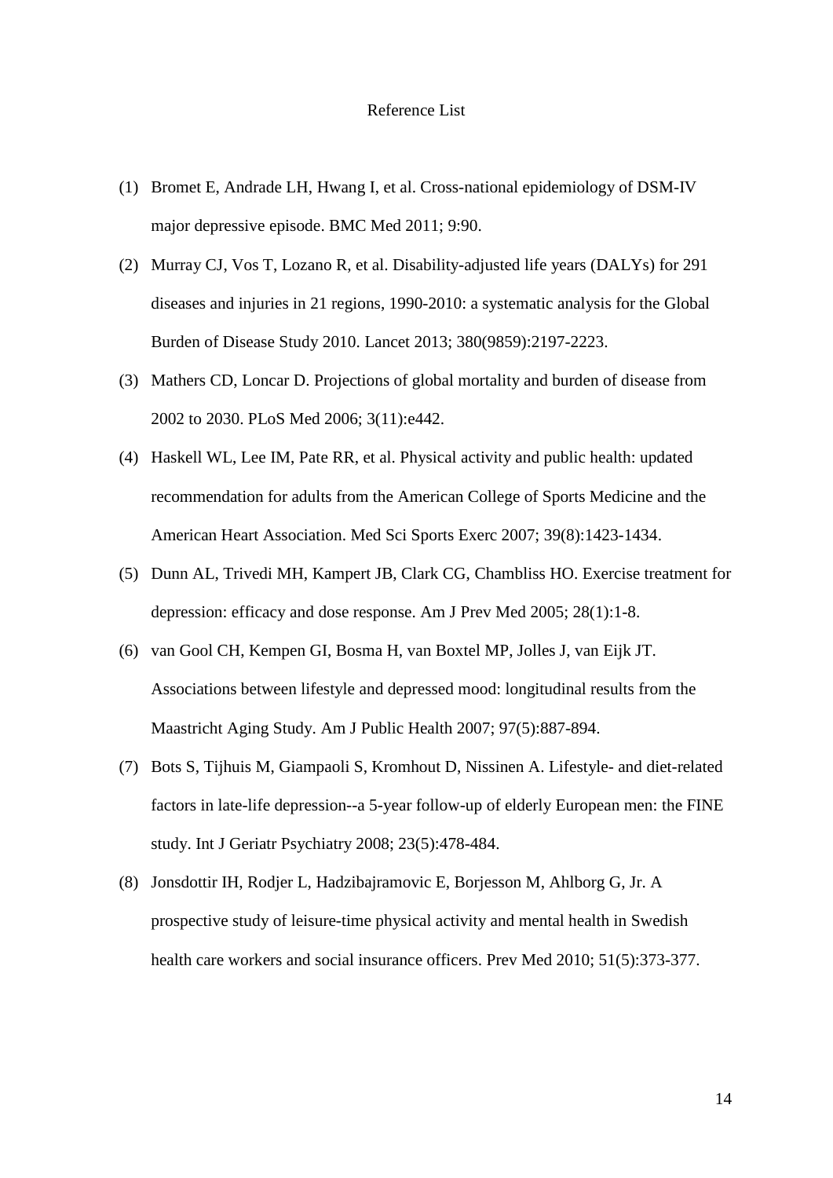# Reference List

(1) Bromet E, Andrade LH, Hwang I, et al. Cross-national epidemiology of DSM-IV major depressive episode. BMC Med 2011; 9:90.

(2) Murray CJ, Vos T, Lozano R, et al. Disability-adjusted life years (DALYs) for 291 diseases and injuries in 21 regions, 1990-2010: a systematic analysis for the Global Burden of Disease Study 2010. Lancet 2013; 380(9859):2197-2223.

(3) Mathers CD, Loncar D. Projections of global mortality and burden of disease from 2002 to 2030. PLoS Med 2006; 3(11):e442.

(4) Haskell WL, Lee IM, Pate RR, et al. Physical activity and public health: updated recommendation for adults from the American College of Sports Medicine and the American Heart Association. Med Sci Sports Exerc 2007; 39(8):1423-1434.

(5) Dunn AL, Trivedi MH, Kampert JB, Clark CG, Chambliss HO. Exercise treatment for depression: efficacy and dose response. Am J Prev Med 2005; 28(1):1-8.

(6) van Gool CH, Kempen GI, Bosma H, van Boxtel MP, Jolles J, van Eijk JT. Associations between lifestyle and depressed mood: longitudinal results from the Maastricht Aging Study. Am J Public Health 2007; 97(5):887-894.

(7) Bots S, Tijhuis M, Giampaoli S, Kromhout D, Nissinen A. Lifestyle- and diet-related factors in late-life depression--a 5-year follow-up of elderly European men: the FINE study. Int J Geriatr Psychiatry 2008; 23(5):478-484.

(8) Jonsdottir IH, Rodjer L, Hadzibajramovic E, Borjesson M, Ahlborg G, Jr. A prospective study of leisure-time physical activity and mental health in Swedish health care workers and social insurance officers. Prev Med 2010; 51(5):373-377.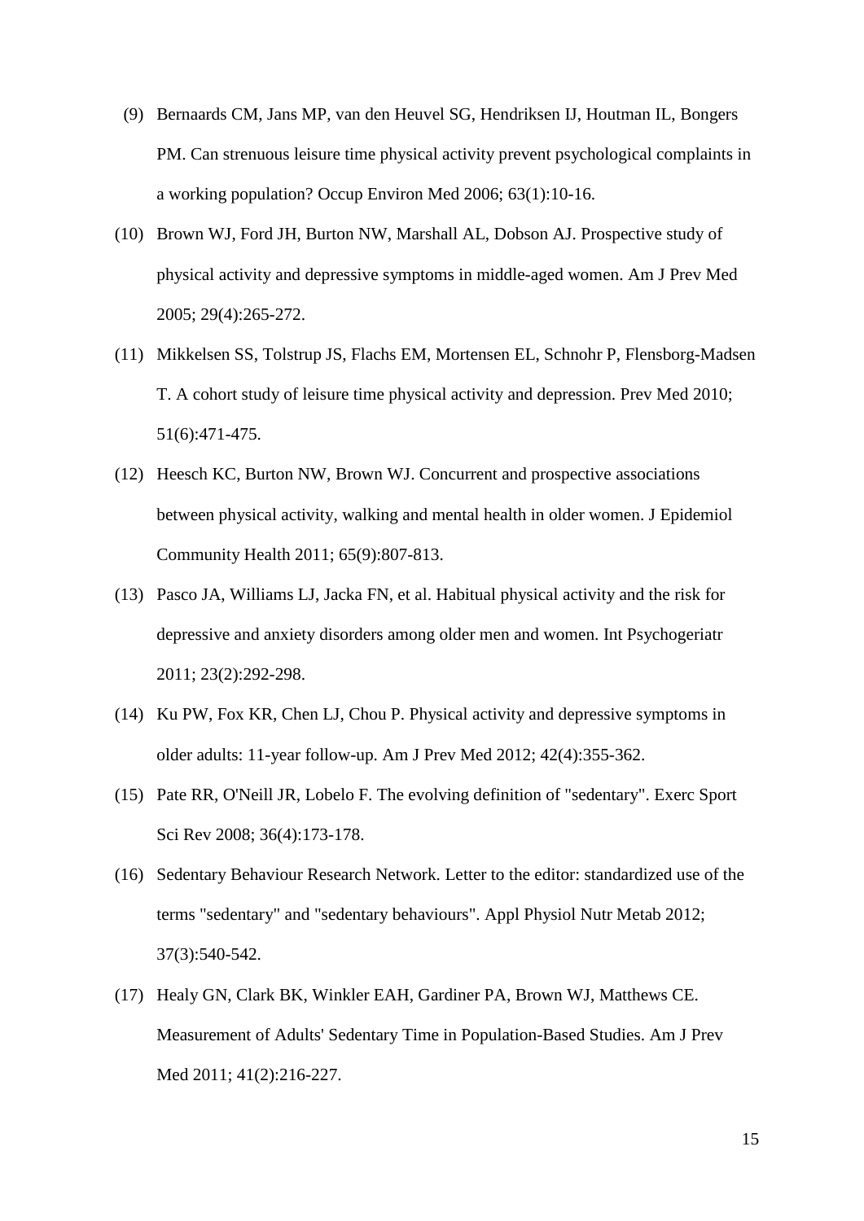(9) Bernaards CM, Jans MP, van den Heuvel SG, Hendriksen IJ, Houtman IL, Bongers PM. Can strenuous leisure time physical activity prevent psychological complaints in a working population? Occup Environ Med 2006; 63(1):10-16.

(10) Brown WJ, Ford JH, Burton NW, Marshall AL, Dobson AJ. Prospective study of physical activity and depressive symptoms in middle-aged women. Am J Prev Med 2005; 29(4):265-272.

(11) Mikkelsen SS, Tolstrup JS, Flachs EM, Mortensen EL, Schnohr P, Flensborg-Madsen T. A cohort study of leisure time physical activity and depression. Prev Med 2010; 51(6):471-475.

(12) Heesch KC, Burton NW, Brown WJ. Concurrent and prospective associations between physical activity, walking and mental health in older women. J Epidemiol Community Health 2011; 65(9):807-813.

(13) Pasco JA, Williams LJ, Jacka FN, et al. Habitual physical activity and the risk for depressive and anxiety disorders among older men and women. Int Psychogeriatr 2011; 23(2):292-298.

(14) Ku PW, Fox KR, Chen LJ, Chou P. Physical activity and depressive symptoms in older adults: 11-year follow-up. Am J Prev Med 2012; 42(4):355-362.

(15) Pate RR, O'Neill JR, Lobelo F. The evolving definition of "sedentary". Exerc Sport Sci Rev 2008; 36(4):173-178.

(16) Sedentary Behaviour Research Network. Letter to the editor: standardized use of the terms "sedentary" and "sedentary behaviours". Appl Physiol Nutr Metab 2012; 37(3):540-542.

(17) Healy GN, Clark BK, Winkler EAH, Gardiner PA, Brown WJ, Matthews CE. Measurement of Adults' Sedentary Time in Population-Based Studies. Am J Prev Med 2011; 41(2):216-227.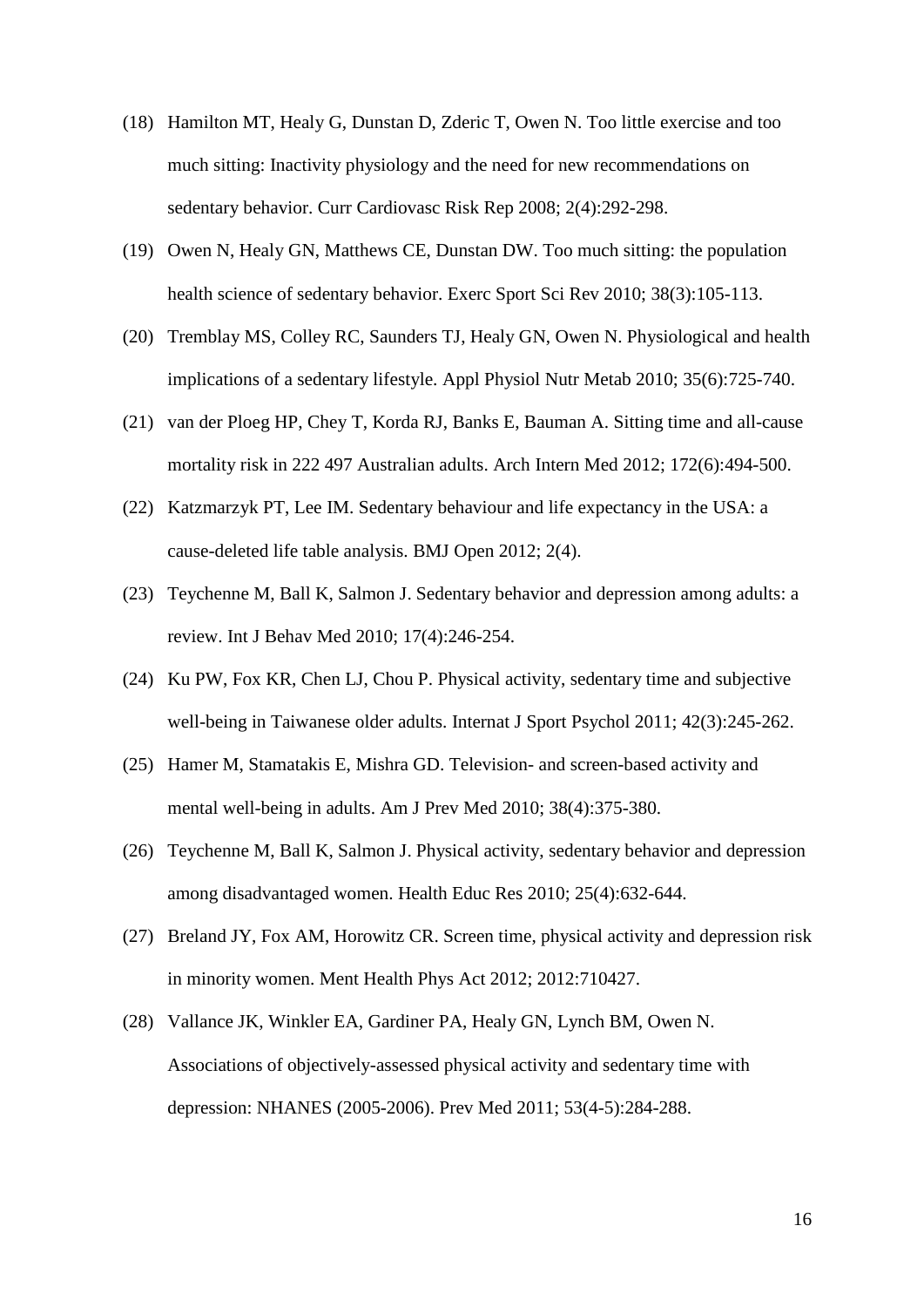(18) Hamilton MT, Healy G, Dunstan D, Zderic T, Owen N. Too little exercise and too much sitting: Inactivity physiology and the need for new recommendations on sedentary behavior. Curr Cardiovasc Risk Rep 2008; 2(4):292-298.

(19) Owen N, Healy GN, Matthews CE, Dunstan DW. Too much sitting: the population health science of sedentary behavior. Exerc Sport Sci Rev 2010; 38(3):105-113.

(20) Tremblay MS, Colley RC, Saunders TJ, Healy GN, Owen N. Physiological and health implications of a sedentary lifestyle. Appl Physiol Nutr Metab 2010; 35(6):725-740.

(21) van der Ploeg HP, Chey T, Korda RJ, Banks E, Bauman A. Sitting time and all-cause mortality risk in 222 497 Australian adults. Arch Intern Med 2012; 172(6):494-500.

(22) Katzmarzyk PT, Lee IM. Sedentary behaviour and life expectancy in the USA: a cause-deleted life table analysis. BMJ Open 2012; 2(4).

(23) Teychenne M, Ball K, Salmon J. Sedentary behavior and depression among adults: a review. Int J Behav Med 2010; 17(4):246-254.

(24) Ku PW, Fox KR, Chen LJ, Chou P. Physical activity, sedentary time and subjective well-being in Taiwanese older adults. Internat J Sport Psychol 2011; 42(3):245-262.

(25) Hamer M, Stamatakis E, Mishra GD. Television- and screen-based activity and mental well-being in adults. Am J Prev Med 2010; 38(4):375-380.

(26) Teychenne M, Ball K, Salmon J. Physical activity, sedentary behavior and depression among disadvantaged women. Health Educ Res 2010; 25(4):632-644.

(27) Breland JY, Fox AM, Horowitz CR. Screen time, physical activity and depression risk in minority women. Ment Health Phys Act 2012; 2012:710427.

(28) Vallance JK, Winkler EA, Gardiner PA, Healy GN, Lynch BM, Owen N. Associations of objectively-assessed physical activity and sedentary time with depression: NHANES (2005-2006). Prev Med 2011; 53(4-5):284-288.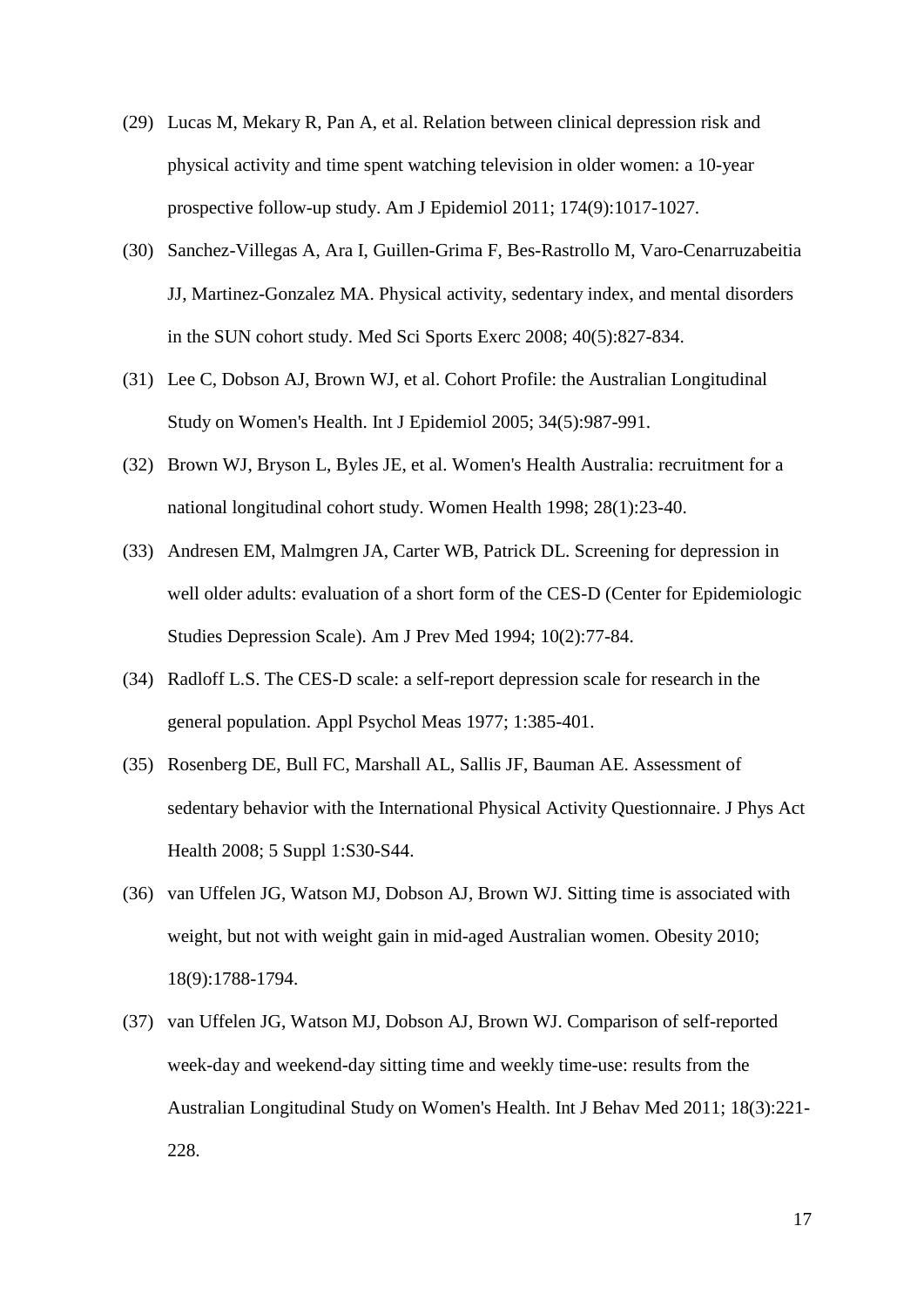(29) Lucas M, Mekary R, Pan A, et al. Relation between clinical depression risk and physical activity and time spent watching television in older women: a 10-year prospective follow-up study. Am J Epidemiol 2011; 174(9):1017-1027.

(30) Sanchez-Villegas A, Ara I, Guillen-Grima F, Bes-Rastrollo M, Varo-Cenarruzabeitia JJ, Martinez-Gonzalez MA. Physical activity, sedentary index, and mental disorders in the SUN cohort study. Med Sci Sports Exerc 2008; 40(5):827-834.

(31) Lee C, Dobson AJ, Brown WJ, et al. Cohort Profile: the Australian Longitudinal Study on Women's Health. Int J Epidemiol 2005; 34(5):987-991.

(32) Brown WJ, Bryson L, Byles JE, et al. Women's Health Australia: recruitment for a national longitudinal cohort study. Women Health 1998; 28(1):23-40.

(33) Andresen EM, Malmgren JA, Carter WB, Patrick DL. Screening for depression in well older adults: evaluation of a short form of the CES-D (Center for Epidemiologic Studies Depression Scale). Am J Prev Med 1994; 10(2):77-84.

(34) Radloff L.S. The CES-D scale: a self-report depression scale for research in the general population. Appl Psychol Meas 1977; 1:385-401.

(35) Rosenberg DE, Bull FC, Marshall AL, Sallis JF, Bauman AE. Assessment of sedentary behavior with the International Physical Activity Questionnaire. J Phys Act Health 2008; 5 Suppl 1:S30-S44.

(36) van Uffelen JG, Watson MJ, Dobson AJ, Brown WJ. Sitting time is associated with weight, but not with weight gain in mid-aged Australian women. Obesity 2010; 18(9):1788-1794.

(37) van Uffelen JG, Watson MJ, Dobson AJ, Brown WJ. Comparison of self-reported week-day and weekend-day sitting time and weekly time-use: results from the Australian Longitudinal Study on Women's Health. Int J Behav Med 2011; 18(3):221-228.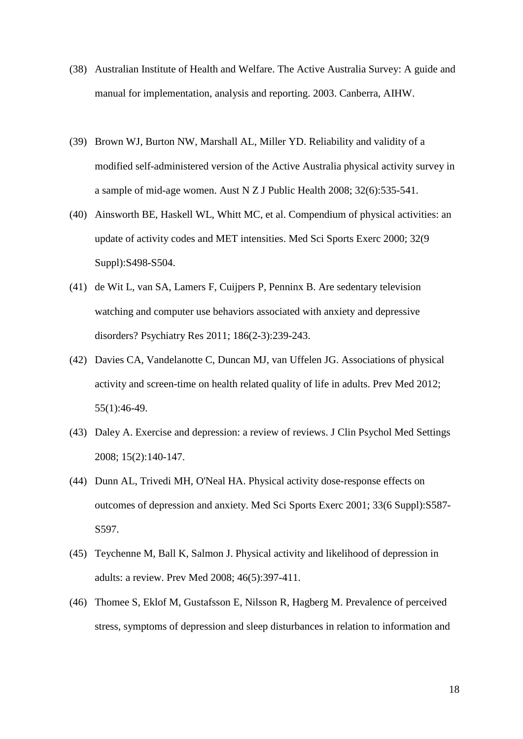(38) Australian Institute of Health and Welfare. The Active Australia Survey: A guide and manual for implementation, analysis and reporting. 2003. Canberra, AIHW.

(39) Brown WJ, Burton NW, Marshall AL, Miller YD. Reliability and validity of a modified self-administered version of the Active Australia physical activity survey in a sample of mid-age women. Aust N Z J Public Health 2008; 32(6):535-541.

(40) Ainsworth BE, Haskell WL, Whitt MC, et al. Compendium of physical activities: an update of activity codes and MET intensities. Med Sci Sports Exerc 2000; 32(9 Suppl):S498-S504.

(41) de Wit L, van SA, Lamers F, Cuijpers P, Penninx B. Are sedentary television watching and computer use behaviors associated with anxiety and depressive disorders? Psychiatry Res 2011; 186(2-3):239-243.

(42) Davies CA, Vandelanotte C, Duncan MJ, van Uffelen JG. Associations of physical activity and screen-time on health related quality of life in adults. Prev Med 2012; 55(1):46-49.

(43) Daley A. Exercise and depression: a review of reviews. J Clin Psychol Med Settings 2008; 15(2):140-147.

(44) Dunn AL, Trivedi MH, O'Neal HA. Physical activity dose-response effects on outcomes of depression and anxiety. Med Sci Sports Exerc 2001; 33(6 Suppl):S587-S597.

(45) Teychenne M, Ball K, Salmon J. Physical activity and likelihood of depression in adults: a review. Prev Med 2008; 46(5):397-411.

(46) Thomee S, Eklof M, Gustafsson E, Nilsson R, Hagberg M. Prevalence of perceived stress, symptoms of depression and sleep disturbances in relation to information and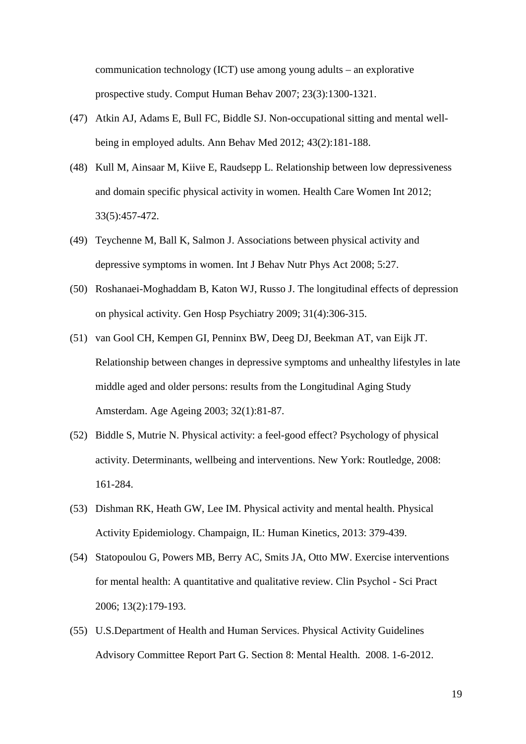communication technology (ICT) use among young adults – an explorative prospective study. Comput Human Behav 2007; 23(3):1300-1321.

(47) Atkin AJ, Adams E, Bull FC, Biddle SJ. Non-occupational sitting and mental well-being in employed adults. Ann Behav Med 2012; 43(2):181-188.

(48) Kull M, Ainsaar M, Kiive E, Raudsepp L. Relationship between low depressiveness and domain specific physical activity in women. Health Care Women Int 2012; 33(5):457-472.

(49) Teychenne M, Ball K, Salmon J. Associations between physical activity and depressive symptoms in women. Int J Behav Nutr Phys Act 2008; 5:27.

(50) Roshanaei-Moghaddam B, Katon WJ, Russo J. The longitudinal effects of depression on physical activity. Gen Hosp Psychiatry 2009; 31(4):306-315.

(51) van Gool CH, Kempen GI, Penninx BW, Deeg DJ, Beekman AT, van Eijk JT. Relationship between changes in depressive symptoms and unhealthy lifestyles in late middle aged and older persons: results from the Longitudinal Aging Study Amsterdam. Age Ageing 2003; 32(1):81-87.

(52) Biddle S, Mutrie N. Physical activity: a feel-good effect? Psychology of physical activity. Determinants, wellbeing and interventions. New York: Routledge, 2008: 161-284.

(53) Dishman RK, Heath GW, Lee IM. Physical activity and mental health. Physical Activity Epidemiology. Champaign, IL: Human Kinetics, 2013: 379-439.

(54) Statopoulou G, Powers MB, Berry AC, Smits JA, Otto MW. Exercise interventions for mental health: A quantitative and qualitative review. Clin Psychol - Sci Pract 2006; 13(2):179-193.

(55) U.S.Department of Health and Human Services. Physical Activity Guidelines Advisory Committee Report Part G. Section 8: Mental Health. 2008. 1-6-2012.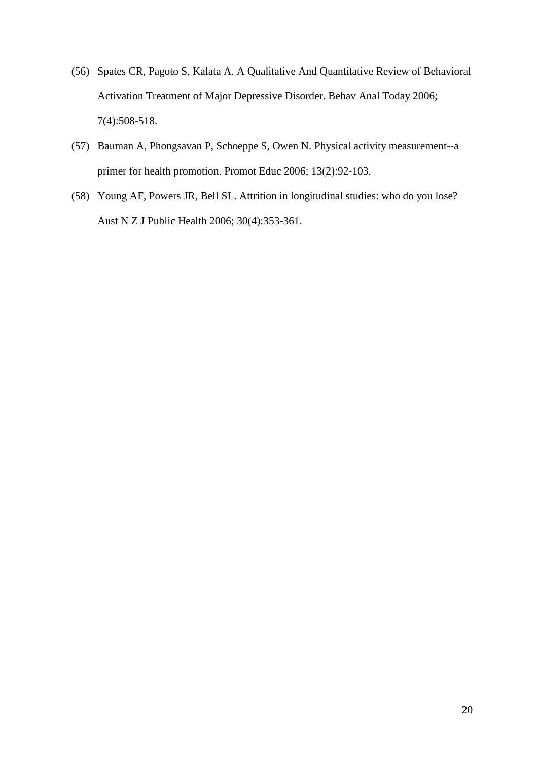(56) Spates CR, Pagoto S, Kalata A. A Qualitative And Quantitative Review of Behavioral Activation Treatment of Major Depressive Disorder. Behav Anal Today 2006; 7(4):508-518.

(57) Bauman A, Phongsavan P, Schoeppe S, Owen N. Physical activity measurement--a primer for health promotion. Promot Educ 2006; 13(2):92-103.

(58) Young AF, Powers JR, Bell SL. Attrition in longitudinal studies: who do you lose? Aust N Z J Public Health 2006; 30(4):353-361.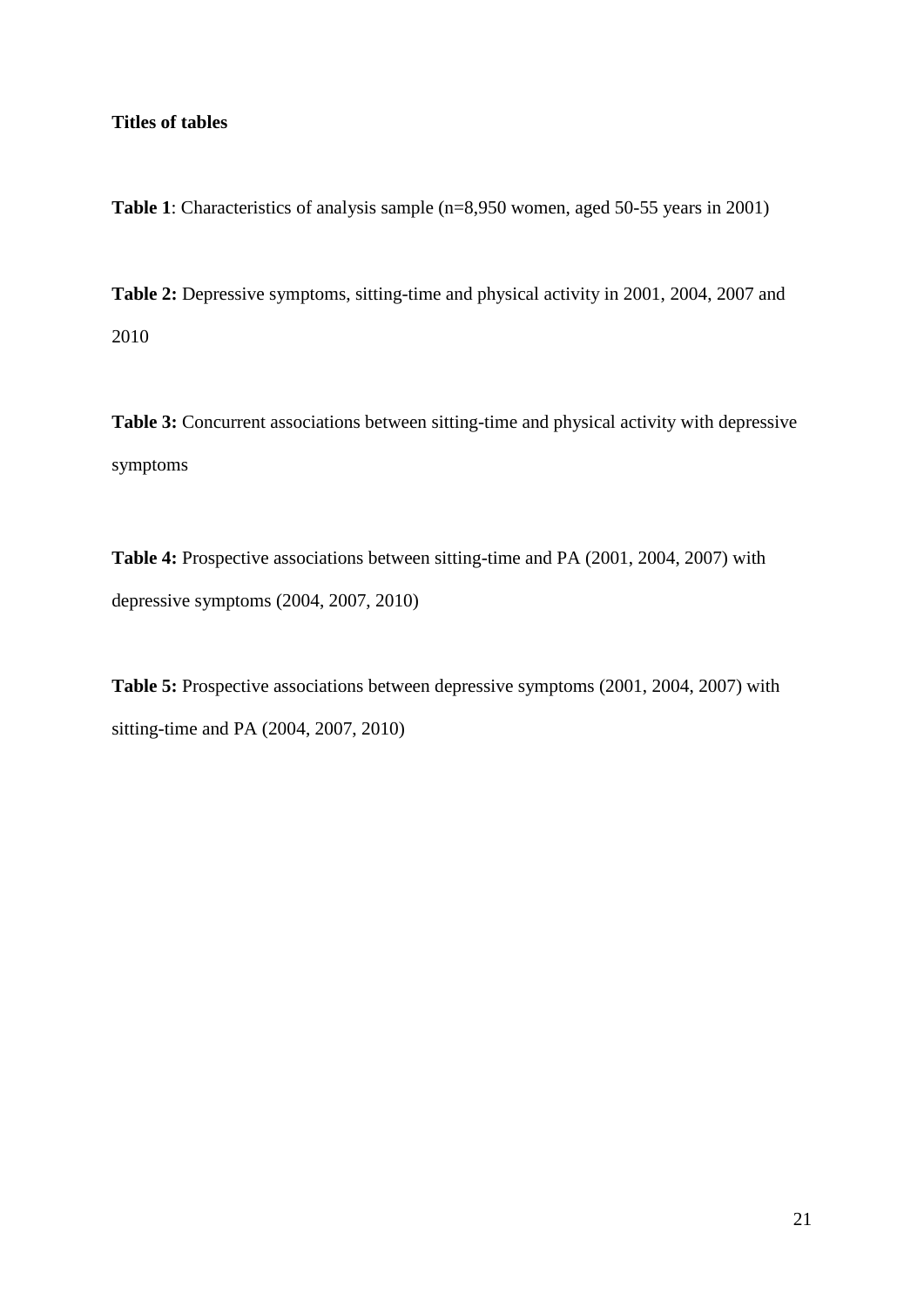**Titles of tables**

**Table 1**: Characteristics of analysis sample (n=8,950 women, aged 50-55 years in 2001)

**Table 2:** Depressive symptoms, sitting-time and physical activity in 2001, 2004, 2007 and 2010

**Table 3:** Concurrent associations between sitting-time and physical activity with depressive symptoms

**Table 4:** Prospective associations between sitting-time and PA (2001, 2004, 2007) with depressive symptoms (2004, 2007, 2010)

**Table 5:** Prospective associations between depressive symptoms (2001, 2004, 2007) with sitting-time and PA (2004, 2007, 2010)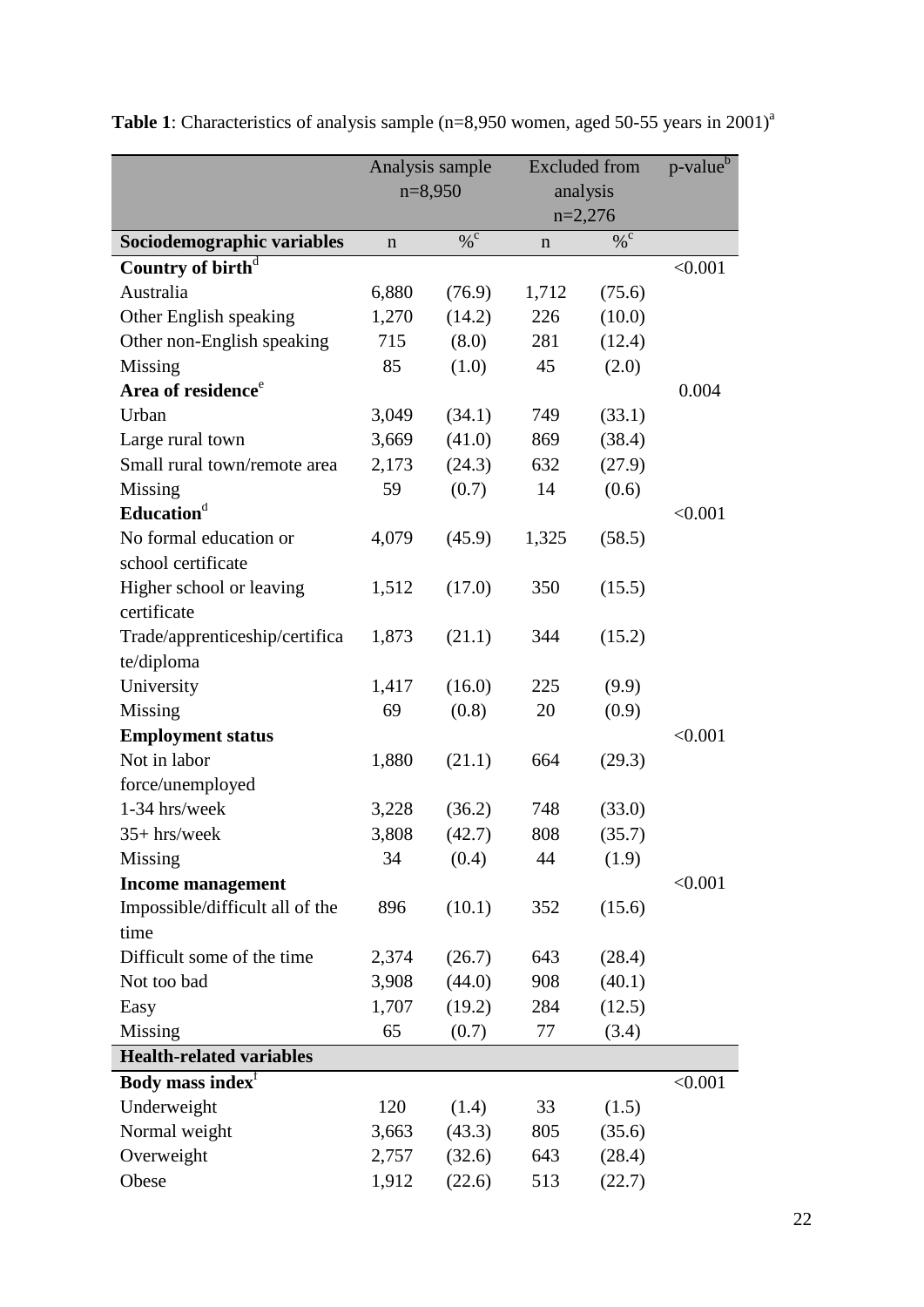**Table 1**: Characteristics of analysis sample (n=8,950 women, aged 50-55 years in 2001)[a]

| | Analysis sample n=8,950 | | Excluded from analysis n=2,276 | | p-value[b] |
|---|---|---|---|---|---|
| **Sociodemographic variables** | n | %[c] | n | %[c] | |
| **Country of birth**[d] | | | | | <0.001 |
| Australia | 6,880 | (76.9) | 1,712 | (75.6) | |
| Other English speaking | 1,270 | (14.2) | 226 | (10.0) | |
| Other non-English speaking | 715 | (8.0) | 281 | (12.4) | |
| Missing | 85 | (1.0) | 45 | (2.0) | |
| **Area of residence**[e] | | | | | 0.004 |
| Urban | 3,049 | (34.1) | 749 | (33.1) | |
| Large rural town | 3,669 | (41.0) | 869 | (38.4) | |
| Small rural town/remote area | 2,173 | (24.3) | 632 | (27.9) | |
| Missing | 59 | (0.7) | 14 | (0.6) | |
| **Education**[d] | | | | | <0.001 |
| No formal education or school certificate | 4,079 | (45.9) | 1,325 | (58.5) | |
| Higher school or leaving certificate | 1,512 | (17.0) | 350 | (15.5) | |
| Trade/apprenticeship/certificate/diploma | 1,873 | (21.1) | 344 | (15.2) | |
| University | 1,417 | (16.0) | 225 | (9.9) | |
| Missing | 69 | (0.8) | 20 | (0.9) | |
| **Employment status** | | | | | <0.001 |
| Not in labor force/unemployed | 1,880 | (21.1) | 664 | (29.3) | |
| 1-34 hrs/week | 3,228 | (36.2) | 748 | (33.0) | |
| 35+ hrs/week | 3,808 | (42.7) | 808 | (35.7) | |
| Missing | 34 | (0.4) | 44 | (1.9) | |
| **Income management** | | | | | <0.001 |
| Impossible/difficult all of the time | 896 | (10.1) | 352 | (15.6) | |
| Difficult some of the time | 2,374 | (26.7) | 643 | (28.4) | |
| Not too bad | 3,908 | (44.0) | 908 | (40.1) | |
| Easy | 1,707 | (19.2) | 284 | (12.5) | |
| Missing | 65 | (0.7) | 77 | (3.4) | |
| **Health-related variables** | | | | | |
| **Body mass index**[f] | | | | | <0.001 |
| Underweight | 120 | (1.4) | 33 | (1.5) | |
| Normal weight | 3,663 | (43.3) | 805 | (35.6) | |
| Overweight | 2,757 | (32.6) | 643 | (28.4) | |
| Obese | 1,912 | (22.6) | 513 | (22.7) | |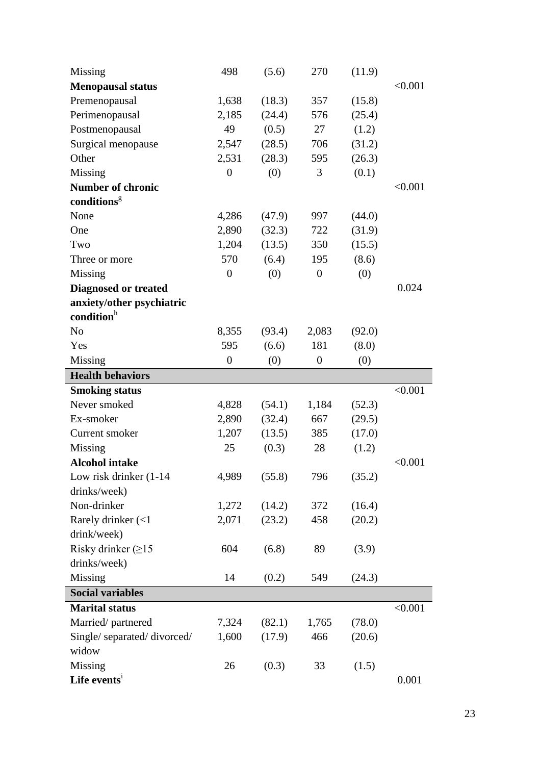| | | | | | |
|---|---|---|---|---|---|
| Missing | 498 | (5.6) | 270 | (11.9) | |
| **Menopausal status** | | | | | <0.001 |
| Premenopausal | 1,638 | (18.3) | 357 | (15.8) | |
| Perimenopausal | 2,185 | (24.4) | 576 | (25.4) | |
| Postmenopausal | 49 | (0.5) | 27 | (1.2) | |
| Surgical menopause | 2,547 | (28.5) | 706 | (31.2) | |
| Other | 2,531 | (28.3) | 595 | (26.3) | |
| Missing | 0 | (0) | 3 | (0.1) | |
| **Number of chronic conditions**[g] | | | | | <0.001 |
| None | 4,286 | (47.9) | 997 | (44.0) | |
| One | 2,890 | (32.3) | 722 | (31.9) | |
| Two | 1,204 | (13.5) | 350 | (15.5) | |
| Three or more | 570 | (6.4) | 195 | (8.6) | |
| Missing | 0 | (0) | 0 | (0) | |
| **Diagnosed or treated anxiety/other psychiatric condition**[h] | | | | | 0.024 |
| No | 8,355 | (93.4) | 2,083 | (92.0) | |
| Yes | 595 | (6.6) | 181 | (8.0) | |
| Missing | 0 | (0) | 0 | (0) | |
| **Health behaviors** | | | | | |
| **Smoking status** | | | | | <0.001 |
| Never smoked | 4,828 | (54.1) | 1,184 | (52.3) | |
| Ex-smoker | 2,890 | (32.4) | 667 | (29.5) | |
| Current smoker | 1,207 | (13.5) | 385 | (17.0) | |
| Missing | 25 | (0.3) | 28 | (1.2) | |
| **Alcohol intake** | | | | | <0.001 |
| Low risk drinker (1-14 drinks/week) | 4,989 | (55.8) | 796 | (35.2) | |
| Non-drinker | 1,272 | (14.2) | 372 | (16.4) | |
| Rarely drinker (<1 drink/week) | 2,071 | (23.2) | 458 | (20.2) | |
| Risky drinker (≥15 drinks/week) | 604 | (6.8) | 89 | (3.9) | |
| Missing | 14 | (0.2) | 549 | (24.3) | |
| **Social variables** | | | | | |
| **Marital status** | | | | | <0.001 |
| Married/ partnered | 7,324 | (82.1) | 1,765 | (78.0) | |
| Single/ separated/ divorced/ widow | 1,600 | (17.9) | 466 | (20.6) | |
| Missing | 26 | (0.3) | 33 | (1.5) | |
| **Life events**[i] | | | | | 0.001 |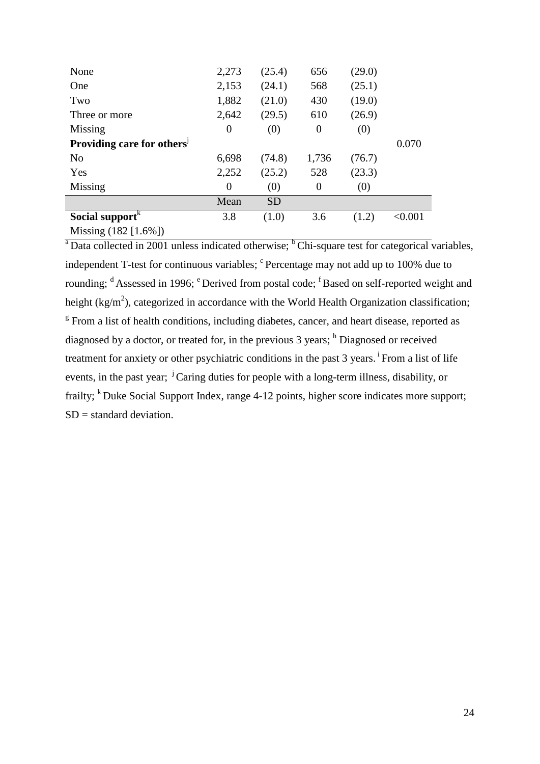| | | | | | |
|---|---|---|---|---|---|
| None | 2,273 | (25.4) | 656 | (29.0) | |
| One | 2,153 | (24.1) | 568 | (25.1) | |
| Two | 1,882 | (21.0) | 430 | (19.0) | |
| Three or more | 2,642 | (29.5) | 610 | (26.9) | |
| Missing | 0 | (0) | 0 | (0) | |
| **Providing care for others**[j] | | | | | 0.070 |
| No | 6,698 | (74.8) | 1,736 | (76.7) | |
| Yes | 2,252 | (25.2) | 528 | (23.3) | |
| Missing | 0 | (0) | 0 | (0) | |
| | Mean | SD | | | |
| **Social support**[k] | 3.8 | (1.0) | 3.6 | (1.2) | <0.001 |
| Missing (182 [1.6%]) | | | | | |

[a] Data collected in 2001 unless indicated otherwise; [b] Chi-square test for categorical variables, independent T-test for continuous variables; [c] Percentage may not add up to 100% due to rounding; [d] Assessed in 1996; [e] Derived from postal code; [f] Based on self-reported weight and height ($kg/m^2$), categorized in accordance with the World Health Organization classification; [g] From a list of health conditions, including diabetes, cancer, and heart disease, reported as diagnosed by a doctor, or treated for, in the previous 3 years; [h] Diagnosed or received treatment for anxiety or other psychiatric conditions in the past 3 years. [i] From a list of life events, in the past year; [j] Caring duties for people with a long-term illness, disability, or frailty; [k] Duke Social Support Index, range 4-12 points, higher score indicates more support; SD = standard deviation.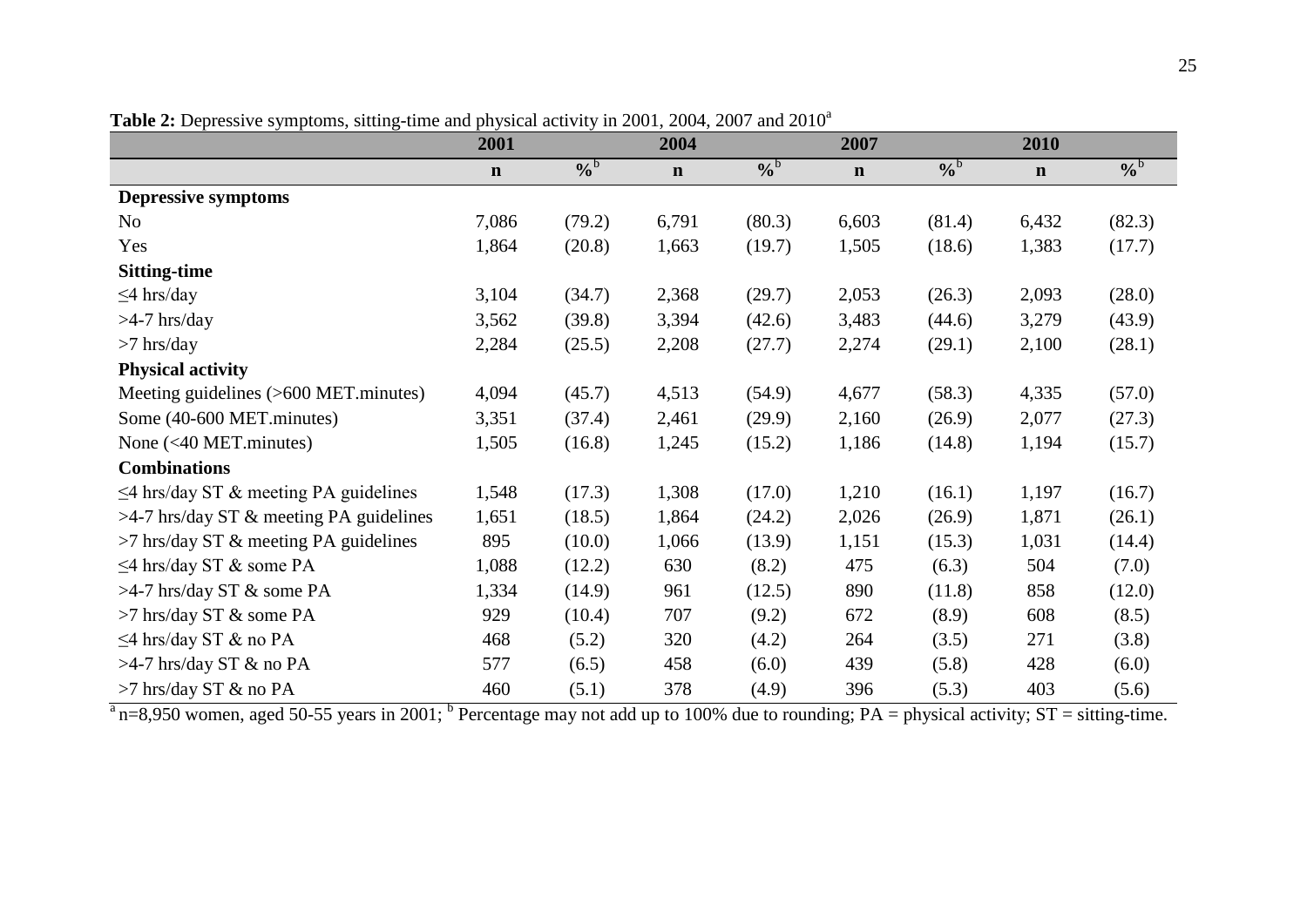**Table 2:** Depressive symptoms, sitting-time and physical activity in 2001, 2004, 2007 and 2010[a]

| | 2001 | | 2004 | | 2007 | | 2010 | |
|---|---|---|---|---|---|---|---|---|
| | n | %[b] | n | %[b] | n | %[b] | n | %[b] |
| **Depressive symptoms** | | | | | | | | |
| No | 7,086 | (79.2) | 6,791 | (80.3) | 6,603 | (81.4) | 6,432 | (82.3) |
| Yes | 1,864 | (20.8) | 1,663 | (19.7) | 1,505 | (18.6) | 1,383 | (17.7) |
| **Sitting-time** | | | | | | | | |
| ≤4 hrs/day | 3,104 | (34.7) | 2,368 | (29.7) | 2,053 | (26.3) | 2,093 | (28.0) |
| >4-7 hrs/day | 3,562 | (39.8) | 3,394 | (42.6) | 3,483 | (44.6) | 3,279 | (43.9) |
| >7 hrs/day | 2,284 | (25.5) | 2,208 | (27.7) | 2,274 | (29.1) | 2,100 | (28.1) |
| **Physical activity** | | | | | | | | |
| Meeting guidelines (>600 MET.minutes) | 4,094 | (45.7) | 4,513 | (54.9) | 4,677 | (58.3) | 4,335 | (57.0) |
| Some (40-600 MET.minutes) | 3,351 | (37.4) | 2,461 | (29.9) | 2,160 | (26.9) | 2,077 | (27.3) |
| None (<40 MET.minutes) | 1,505 | (16.8) | 1,245 | (15.2) | 1,186 | (14.8) | 1,194 | (15.7) |
| **Combinations** | | | | | | | | |
| ≤4 hrs/day ST & meeting PA guidelines | 1,548 | (17.3) | 1,308 | (17.0) | 1,210 | (16.1) | 1,197 | (16.7) |
| >4-7 hrs/day ST & meeting PA guidelines | 1,651 | (18.5) | 1,864 | (24.2) | 2,026 | (26.9) | 1,871 | (26.1) |
| >7 hrs/day ST & meeting PA guidelines | 895 | (10.0) | 1,066 | (13.9) | 1,151 | (15.3) | 1,031 | (14.4) |
| ≤4 hrs/day ST & some PA | 1,088 | (12.2) | 630 | (8.2) | 475 | (6.3) | 504 | (7.0) |
| >4-7 hrs/day ST & some PA | 1,334 | (14.9) | 961 | (12.5) | 890 | (11.8) | 858 | (12.0) |
| >7 hrs/day ST & some PA | 929 | (10.4) | 707 | (9.2) | 672 | (8.9) | 608 | (8.5) |
| ≤4 hrs/day ST & no PA | 468 | (5.2) | 320 | (4.2) | 264 | (3.5) | 271 | (3.8) |
| >4-7 hrs/day ST & no PA | 577 | (6.5) | 458 | (6.0) | 439 | (5.8) | 428 | (6.0) |
| >7 hrs/day ST & no PA | 460 | (5.1) | 378 | (4.9) | 396 | (5.3) | 403 | (5.6) |

[a] n=8,950 women, aged 50-55 years in 2001; [b] Percentage may not add up to 100% due to rounding; PA = physical activity; ST = sitting-time.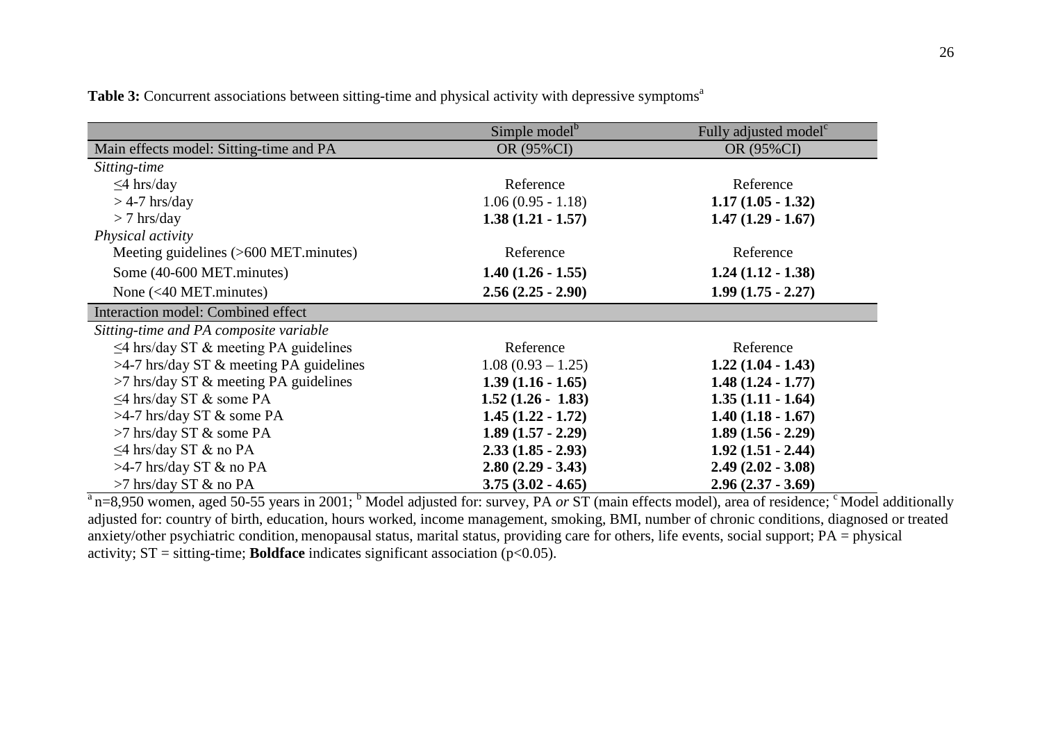**Table 3:** Concurrent associations between sitting-time and physical activity with depressive symptoms[a]

| | Simple model[b] | Fully adjusted model[c] |
|---|---|---|
| Main effects model: Sitting-time and PA | OR (95%CI) | OR (95%CI) |
| *Sitting-time* | | |
| ≤4 hrs/day | Reference | Reference |
| > 4-7 hrs/day | 1.06 (0.95 - 1.18) | **1.17 (1.05 - 1.32)** |
| > 7 hrs/day | **1.38 (1.21 - 1.57)** | **1.47 (1.29 - 1.67)** |
| *Physical activity* | | |
| Meeting guidelines (>600 MET.minutes) | Reference | Reference |
| Some (40-600 MET.minutes) | **1.40 (1.26 - 1.55)** | **1.24 (1.12 - 1.38)** |
| None (<40 MET.minutes) | **2.56 (2.25 - 2.90)** | **1.99 (1.75 - 2.27)** |
| Interaction model: Combined effect | | |
| *Sitting-time and PA composite variable* | | |
| ≤4 hrs/day ST & meeting PA guidelines | Reference | Reference |
| >4-7 hrs/day ST & meeting PA guidelines | 1.08 (0.93 – 1.25) | **1.22 (1.04 - 1.43)** |
| >7 hrs/day ST & meeting PA guidelines | **1.39 (1.16 - 1.65)** | **1.48 (1.24 - 1.77)** |
| ≤4 hrs/day ST & some PA | **1.52 (1.26 - 1.83)** | **1.35 (1.11 - 1.64)** |
| >4-7 hrs/day ST & some PA | **1.45 (1.22 - 1.72)** | **1.40 (1.18 - 1.67)** |
| >7 hrs/day ST & some PA | **1.89 (1.57 - 2.29)** | **1.89 (1.56 - 2.29)** |
| ≤4 hrs/day ST & no PA | **2.33 (1.85 - 2.93)** | **1.92 (1.51 - 2.44)** |
| >4-7 hrs/day ST & no PA | **2.80 (2.29 - 3.43)** | **2.49 (2.02 - 3.08)** |
| >7 hrs/day ST & no PA | **3.75 (3.02 - 4.65)** | **2.96 (2.37 - 3.69)** |

[a] n=8,950 women, aged 50-55 years in 2001; [b] Model adjusted for: survey, PA *or* ST (main effects model), area of residence; [c] Model additionally adjusted for: country of birth, education, hours worked, income management, smoking, BMI, number of chronic conditions, diagnosed or treated anxiety/other psychiatric condition, menopausal status, marital status, providing care for others, life events, social support; PA = physical activity; ST = sitting-time; **Boldface** indicates significant association ($p<0.05$).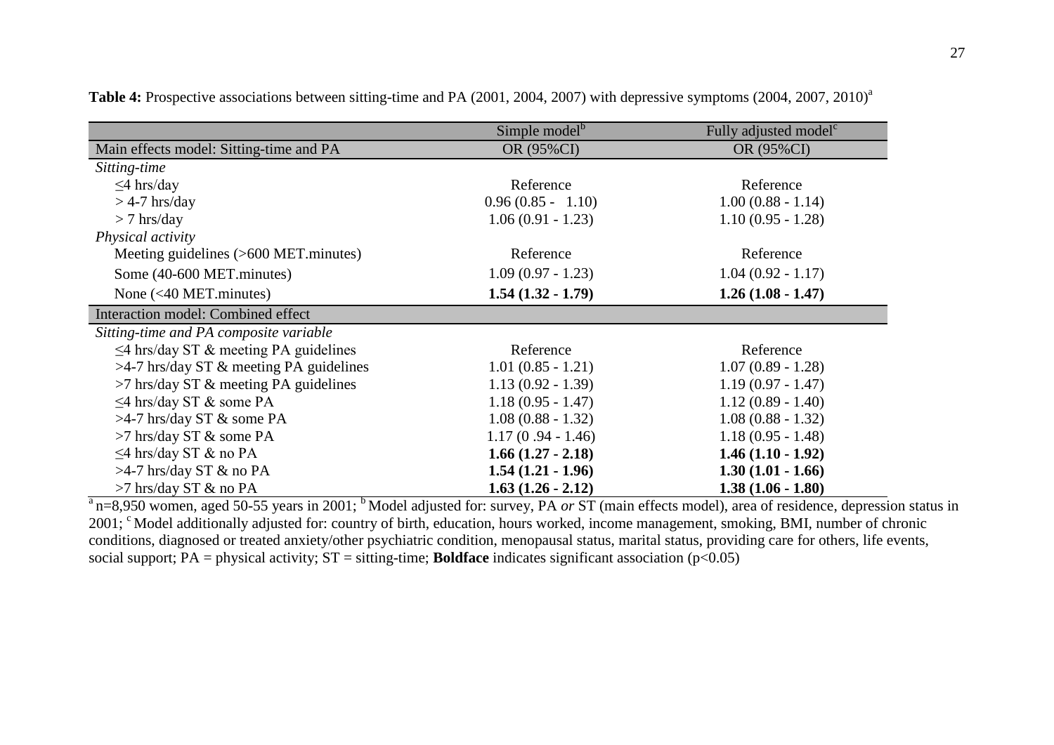**Table 4:** Prospective associations between sitting-time and PA (2001, 2004, 2007) with depressive symptoms (2004, 2007, 2010)[a]

| | Simple model[b] | Fully adjusted model[c] |
|---|---|---|
| Main effects model: Sitting-time and PA | OR (95%CI) | OR (95%CI) |
| *Sitting-time* | | |
| ≤4 hrs/day | Reference | Reference |
| > 4-7 hrs/day | 0.96 (0.85 - 1.10) | 1.00 (0.88 - 1.14) |
| > 7 hrs/day | 1.06 (0.91 - 1.23) | 1.10 (0.95 - 1.28) |
| *Physical activity* | | |
| Meeting guidelines (>600 MET.minutes) | Reference | Reference |
| Some (40-600 MET.minutes) | 1.09 (0.97 - 1.23) | 1.04 (0.92 - 1.17) |
| None (<40 MET.minutes) | **1.54 (1.32 - 1.79)** | **1.26 (1.08 - 1.47)** |
| Interaction model: Combined effect | | |
| *Sitting-time and PA composite variable* | | |
| ≤4 hrs/day ST & meeting PA guidelines | Reference | Reference |
| >4-7 hrs/day ST & meeting PA guidelines | 1.01 (0.85 - 1.21) | 1.07 (0.89 - 1.28) |
| >7 hrs/day ST & meeting PA guidelines | 1.13 (0.92 - 1.39) | 1.19 (0.97 - 1.47) |
| ≤4 hrs/day ST & some PA | 1.18 (0.95 - 1.47) | 1.12 (0.89 - 1.40) |
| >4-7 hrs/day ST & some PA | 1.08 (0.88 - 1.32) | 1.08 (0.88 - 1.32) |
| >7 hrs/day ST & some PA | 1.17 (0 .94 - 1.46) | 1.18 (0.95 - 1.48) |
| ≤4 hrs/day ST & no PA | **1.66 (1.27 - 2.18)** | **1.46 (1.10 - 1.92)** |
| >4-7 hrs/day ST & no PA | **1.54 (1.21 - 1.96)** | **1.30 (1.01 - 1.66)** |
| >7 hrs/day ST & no PA | **1.63 (1.26 - 2.12)** | **1.38 (1.06 - 1.80)** |

[a] n=8,950 women, aged 50-55 years in 2001; [b] Model adjusted for: survey, PA *or* ST (main effects model), area of residence, depression status in 2001; [c] Model additionally adjusted for: country of birth, education, hours worked, income management, smoking, BMI, number of chronic conditions, diagnosed or treated anxiety/other psychiatric condition, menopausal status, marital status, providing care for others, life events, social support; PA = physical activity; ST = sitting-time; **Boldface** indicates significant association ($p<0.05$)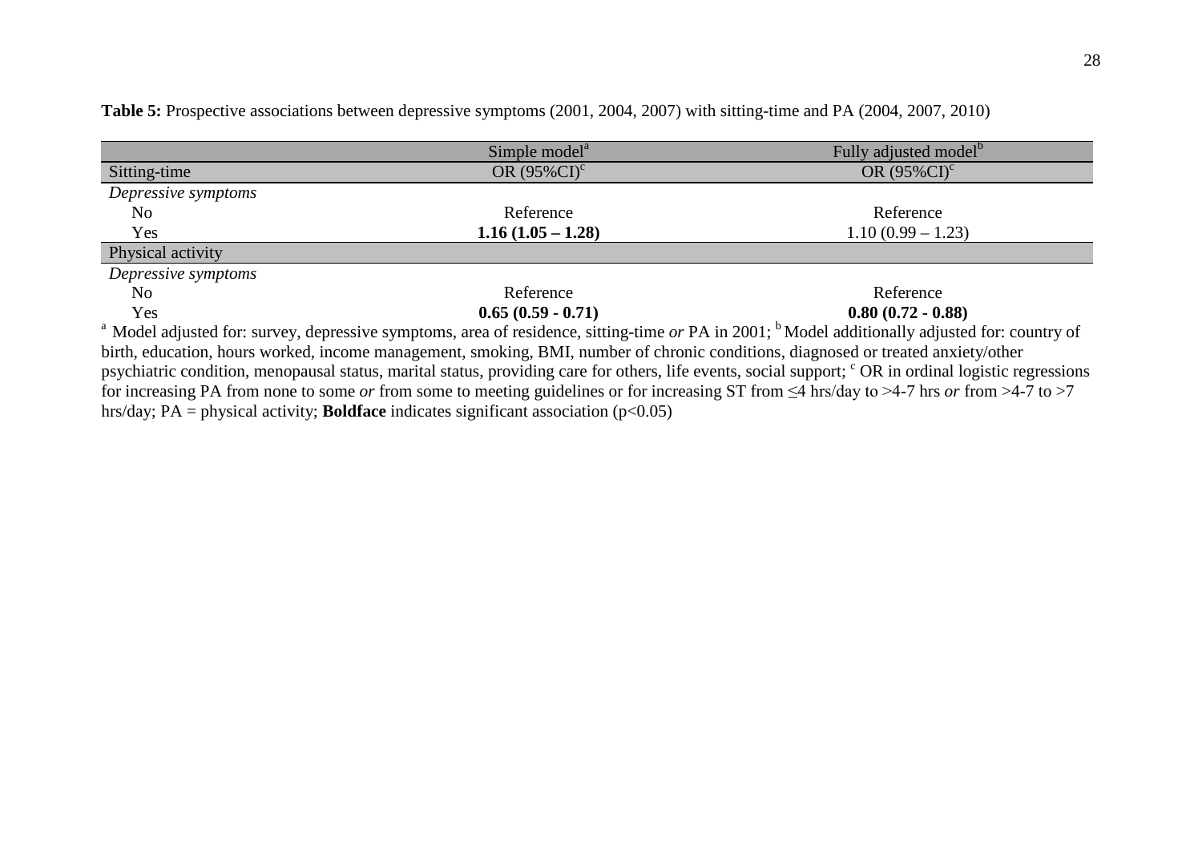**Table 5:** Prospective associations between depressive symptoms (2001, 2004, 2007) with sitting-time and PA (2004, 2007, 2010)

| | Simple model[a] | Fully adjusted model[b] |
|---|---|---|
| Sitting-time | OR (95%CI)[c] | OR (95%CI)[c] |
| *Depressive symptoms* | | |
| No | Reference | Reference |
| Yes | **1.16 (1.05 – 1.28)** | 1.10 (0.99 – 1.23) |
| Physical activity | | |
| *Depressive symptoms* | | |
| No | Reference | Reference |
| Yes | **0.65 (0.59 - 0.71)** | **0.80 (0.72 - 0.88)** |

[a] Model adjusted for: survey, depressive symptoms, area of residence, sitting-time *or* PA in 2001; [b] Model additionally adjusted for: country of birth, education, hours worked, income management, smoking, BMI, number of chronic conditions, diagnosed or treated anxiety/other psychiatric condition, menopausal status, marital status, providing care for others, life events, social support; [c] OR in ordinal logistic regressions for increasing PA from none to some *or* from some to meeting guidelines or for increasing ST from ≤4 hrs/day to >4-7 hrs *or* from >4-7 to >7 hrs/day; PA = physical activity; **Boldface** indicates significant association ($p<0.05$)